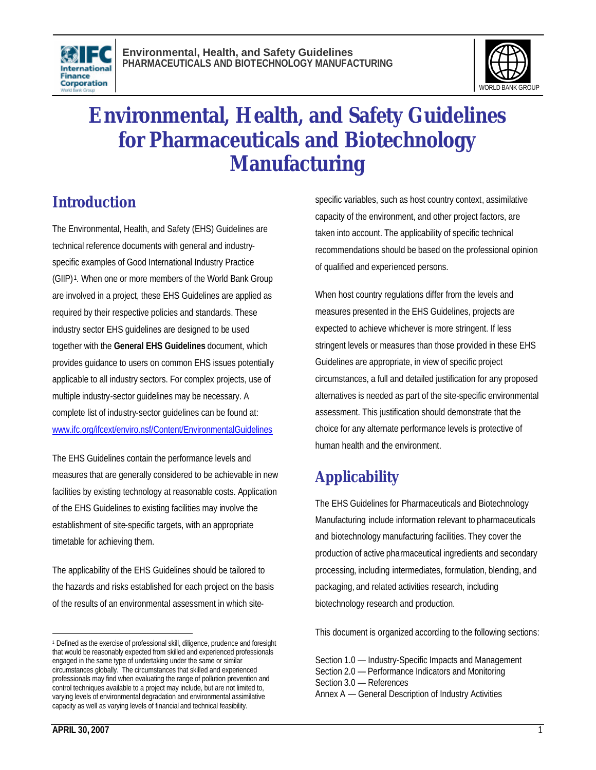# Environmental, Health, and Safety Guidelines for Pharmaceuticals and Biotechnology Manufacturing

## Introduction

The Environmental, Health, and Safety (EHS) Guidelines are technical reference documents with general and industry-specific examples of Good International Industry Practice (GIIP)[1]. When one or more members of the World Bank Group are involved in a project, these EHS Guidelines are applied as required by their respective policies and standards. These industry sector EHS guidelines are designed to be used together with the **General EHS Guidelines** document, which provides guidance to users on common EHS issues potentially applicable to all industry sectors. For complex projects, use of multiple industry-sector guidelines may be necessary. A complete list of industry-sector guidelines can be found at: www.ifc.org/ifcext/enviro.nsf/Content/EnvironmentalGuidelines

The EHS Guidelines contain the performance levels and measures that are generally considered to be achievable in new facilities by existing technology at reasonable costs. Application of the EHS Guidelines to existing facilities may involve the establishment of site-specific targets, with an appropriate timetable for achieving them.

The applicability of the EHS Guidelines should be tailored to the hazards and risks established for each project on the basis of the results of an environmental assessment in which site-specific variables, such as host country context, assimilative capacity of the environment, and other project factors, are taken into account. The applicability of specific technical recommendations should be based on the professional opinion of qualified and experienced persons.

When host country regulations differ from the levels and measures presented in the EHS Guidelines, projects are expected to achieve whichever is more stringent. If less stringent levels or measures than those provided in these EHS Guidelines are appropriate, in view of specific project circumstances, a full and detailed justification for any proposed alternatives is needed as part of the site-specific environmental assessment. This justification should demonstrate that the choice for any alternate performance levels is protective of human health and the environment.

## Applicability

The EHS Guidelines for Pharmaceuticals and Biotechnology Manufacturing include information relevant to pharmaceuticals and biotechnology manufacturing facilities. They cover the production of active pharmaceutical ingredients and secondary processing, including intermediates, formulation, blending, and packaging, and related activities research, including biotechnology research and production.

This document is organized according to the following sections:

Section 1.0 — Industry-Specific Impacts and Management
Section 2.0 — Performance Indicators and Monitoring
Section 3.0 — References
Annex A — General Description of Industry Activities

[1] Defined as the exercise of professional skill, diligence, prudence and foresight that would be reasonably expected from skilled and experienced professionals engaged in the same type of undertaking under the same or similar circumstances globally. The circumstances that skilled and experienced professionals may find when evaluating the range of pollution prevention and control techniques available to a project may include, but are not limited to, varying levels of environmental degradation and environmental assimilative capacity as well as varying levels of financial and technical feasibility.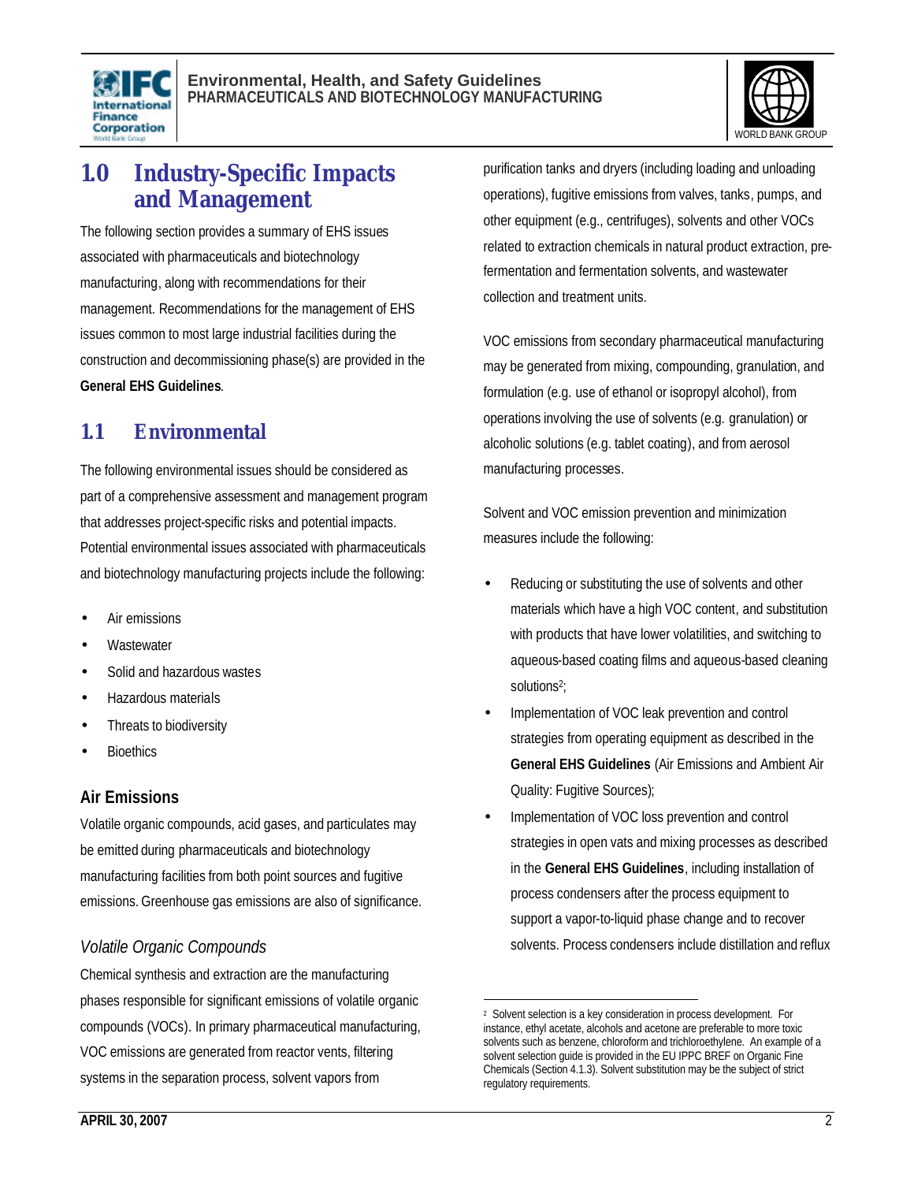# 1.0 Industry-Specific Impacts and Management

The following section provides a summary of EHS issues associated with pharmaceuticals and biotechnology manufacturing, along with recommendations for their management. Recommendations for the management of EHS issues common to most large industrial facilities during the construction and decommissioning phase(s) are provided in the **General EHS Guidelines**.

## 1.1 Environmental

The following environmental issues should be considered as part of a comprehensive assessment and management program that addresses project-specific risks and potential impacts. Potential environmental issues associated with pharmaceuticals and biotechnology manufacturing projects include the following:

- Air emissions
- Wastewater
- Solid and hazardous wastes
- Hazardous materials
- Threats to biodiversity
- Bioethics

### Air Emissions

Volatile organic compounds, acid gases, and particulates may be emitted during pharmaceuticals and biotechnology manufacturing facilities from both point sources and fugitive emissions. Greenhouse gas emissions are also of significance.

#### *Volatile Organic Compounds*

Chemical synthesis and extraction are the manufacturing phases responsible for significant emissions of volatile organic compounds (VOCs). In primary pharmaceutical manufacturing, VOC emissions are generated from reactor vents, filtering systems in the separation process, solvent vapors from purification tanks and dryers (including loading and unloading operations), fugitive emissions from valves, tanks, pumps, and other equipment (e.g., centrifuges), solvents and other VOCs related to extraction chemicals in natural product extraction, pre-fermentation and fermentation solvents, and wastewater collection and treatment units.

VOC emissions from secondary pharmaceutical manufacturing may be generated from mixing, compounding, granulation, and formulation (e.g. use of ethanol or isopropyl alcohol), from operations involving the use of solvents (e.g. granulation) or alcoholic solutions (e.g. tablet coating), and from aerosol manufacturing processes.

Solvent and VOC emission prevention and minimization measures include the following:

- Reducing or substituting the use of solvents and other materials which have a high VOC content, and substitution with products that have lower volatilities, and switching to aqueous-based coating films and aqueous-based cleaning solutions[2];
- Implementation of VOC leak prevention and control strategies from operating equipment as described in the **General EHS Guidelines** (Air Emissions and Ambient Air Quality: Fugitive Sources);
- Implementation of VOC loss prevention and control strategies in open vats and mixing processes as described in the **General EHS Guidelines**, including installation of process condensers after the process equipment to support a vapor-to-liquid phase change and to recover solvents. Process condensers include distillation and reflux

---

[2] Solvent selection is a key consideration in process development. For instance, ethyl acetate, alcohols and acetone are preferable to more toxic solvents such as benzene, chloroform and trichloroethylene. An example of a solvent selection guide is provided in the EU IPPC BREF on Organic Fine Chemicals (Section 4.1.3). Solvent substitution may be the subject of strict regulatory requirements.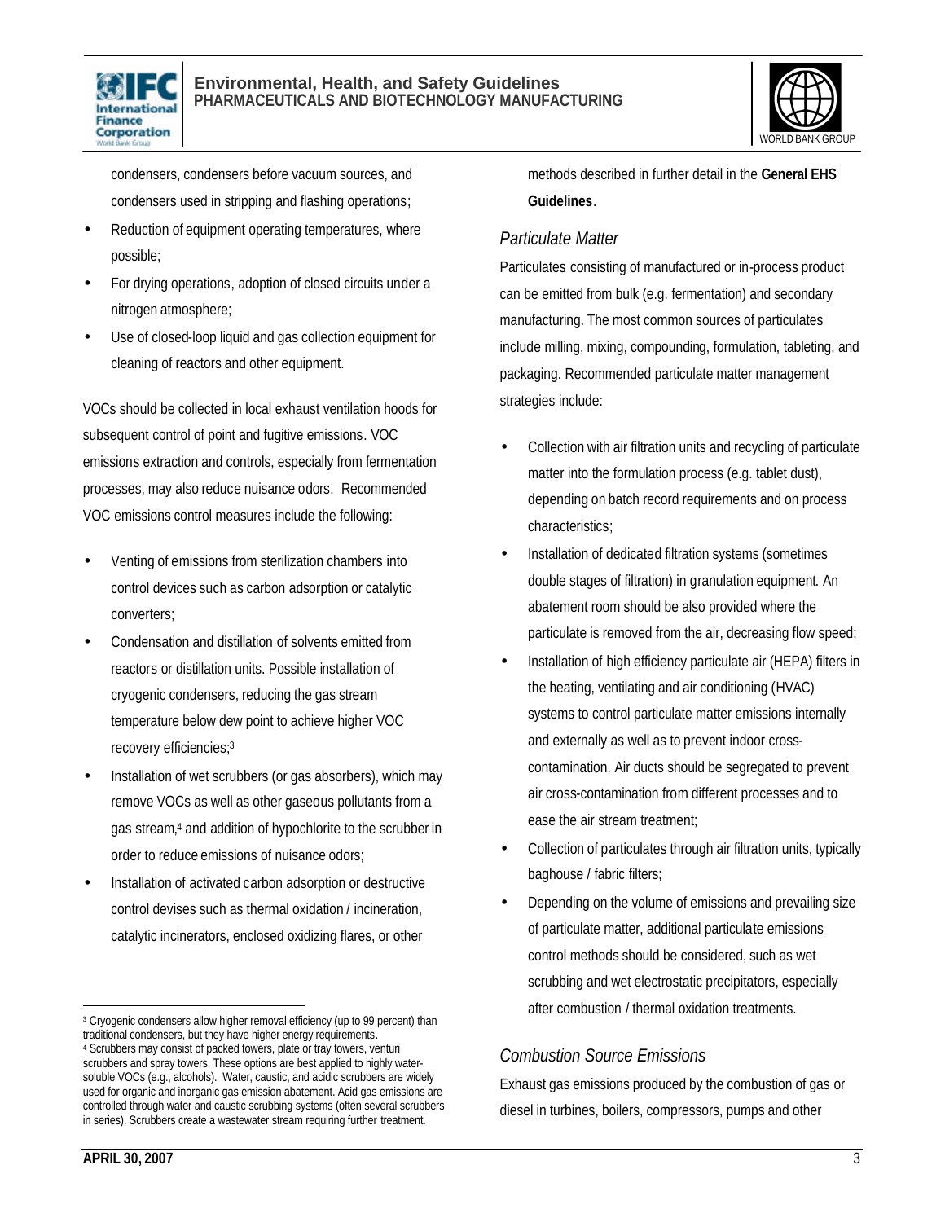condensers, condensers before vacuum sources, and condensers used in stripping and flashing operations;

- Reduction of equipment operating temperatures, where possible;
- For drying operations, adoption of closed circuits under a nitrogen atmosphere;
- Use of closed-loop liquid and gas collection equipment for cleaning of reactors and other equipment.

VOCs should be collected in local exhaust ventilation hoods for subsequent control of point and fugitive emissions. VOC emissions extraction and controls, especially from fermentation processes, may also reduce nuisance odors. Recommended VOC emissions control measures include the following:

- Venting of emissions from sterilization chambers into control devices such as carbon adsorption or catalytic converters;
- Condensation and distillation of solvents emitted from reactors or distillation units. Possible installation of cryogenic condensers, reducing the gas stream temperature below dew point to achieve higher VOC recovery efficiencies;[3]
- Installation of wet scrubbers (or gas absorbers), which may remove VOCs as well as other gaseous pollutants from a gas stream,[4] and addition of hypochlorite to the scrubber in order to reduce emissions of nuisance odors;
- Installation of activated carbon adsorption or destructive control devises such as thermal oxidation / incineration, catalytic incinerators, enclosed oxidizing flares, or other methods described in further detail in the **General EHS Guidelines**.

### *Particulate Matter*

Particulates consisting of manufactured or in-process product can be emitted from bulk (e.g. fermentation) and secondary manufacturing. The most common sources of particulates include milling, mixing, compounding, formulation, tableting, and packaging. Recommended particulate matter management strategies include:

- Collection with air filtration units and recycling of particulate matter into the formulation process (e.g. tablet dust), depending on batch record requirements and on process characteristics;
- Installation of dedicated filtration systems (sometimes double stages of filtration) in granulation equipment. An abatement room should be also provided where the particulate is removed from the air, decreasing flow speed;
- Installation of high efficiency particulate air (HEPA) filters in the heating, ventilating and air conditioning (HVAC) systems to control particulate matter emissions internally and externally as well as to prevent indoor cross-contamination. Air ducts should be segregated to prevent air cross-contamination from different processes and to ease the air stream treatment;
- Collection of particulates through air filtration units, typically baghouse / fabric filters;
- Depending on the volume of emissions and prevailing size of particulate matter, additional particulate emissions control methods should be considered, such as wet scrubbing and wet electrostatic precipitators, especially after combustion / thermal oxidation treatments.

### *Combustion Source Emissions*

Exhaust gas emissions produced by the combustion of gas or diesel in turbines, boilers, compressors, pumps and other

---

[3] Cryogenic condensers allow higher removal efficiency (up to 99 percent) than traditional condensers, but they have higher energy requirements.

[4] Scrubbers may consist of packed towers, plate or tray towers, venturi scrubbers and spray towers. These options are best applied to highly water-soluble VOCs (e.g., alcohols). Water, caustic, and acidic scrubbers are widely used for organic and inorganic gas emission abatement. Acid gas emissions are controlled through water and caustic scrubbing systems (often several scrubbers in series). Scrubbers create a wastewater stream requiring further treatment.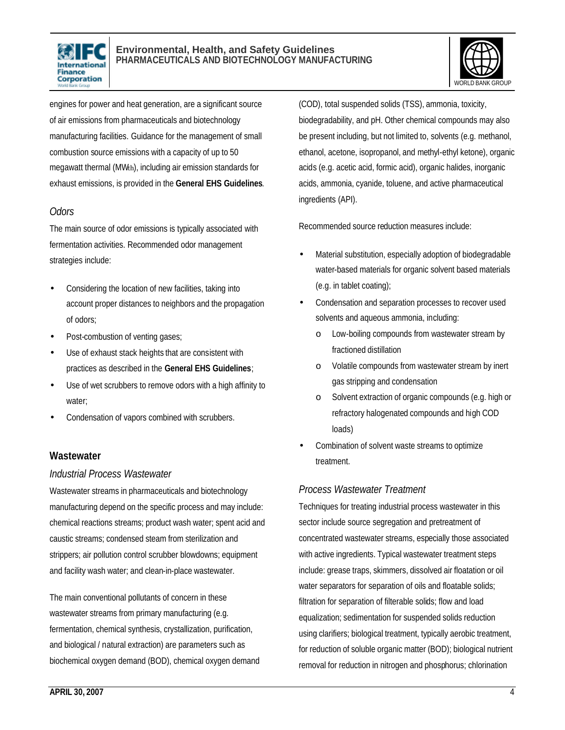engines for power and heat generation, are a significant source of air emissions from pharmaceuticals and biotechnology manufacturing facilities. Guidance for the management of small combustion source emissions with a capacity of up to 50 megawatt thermal ($MW_{th}$), including air emission standards for exhaust emissions, is provided in the **General EHS Guidelines**.

### *Odors*

The main source of odor emissions is typically associated with fermentation activities. Recommended odor management strategies include:

- Considering the location of new facilities, taking into account proper distances to neighbors and the propagation of odors;
- Post-combustion of venting gases;
- Use of exhaust stack heights that are consistent with practices as described in the **General EHS Guidelines**;
- Use of wet scrubbers to remove odors with a high affinity to water;
- Condensation of vapors combined with scrubbers.

## Wastewater

### *Industrial Process Wastewater*

Wastewater streams in pharmaceuticals and biotechnology manufacturing depend on the specific process and may include: chemical reactions streams; product wash water; spent acid and caustic streams; condensed steam from sterilization and strippers; air pollution control scrubber blowdowns; equipment and facility wash water; and clean-in-place wastewater.

The main conventional pollutants of concern in these wastewater streams from primary manufacturing (e.g. fermentation, chemical synthesis, crystallization, purification, and biological / natural extraction) are parameters such as biochemical oxygen demand (BOD), chemical oxygen demand (COD), total suspended solids (TSS), ammonia, toxicity, biodegradability, and pH. Other chemical compounds may also be present including, but not limited to, solvents (e.g. methanol, ethanol, acetone, isopropanol, and methyl-ethyl ketone), organic acids (e.g. acetic acid, formic acid), organic halides, inorganic acids, ammonia, cyanide, toluene, and active pharmaceutical ingredients (API).

Recommended source reduction measures include:

- Material substitution, especially adoption of biodegradable water-based materials for organic solvent based materials (e.g. in tablet coating);
- Condensation and separation processes to recover used solvents and aqueous ammonia, including:
  - Low-boiling compounds from wastewater stream by fractioned distillation
  - Volatile compounds from wastewater stream by inert gas stripping and condensation
  - Solvent extraction of organic compounds (e.g. high or refractory halogenated compounds and high COD loads)
- Combination of solvent waste streams to optimize treatment.

### *Process Wastewater Treatment*

Techniques for treating industrial process wastewater in this sector include source segregation and pretreatment of concentrated wastewater streams, especially those associated with active ingredients. Typical wastewater treatment steps include: grease traps, skimmers, dissolved air floatation or oil water separators for separation of oils and floatable solids; filtration for separation of filterable solids; flow and load equalization; sedimentation for suspended solids reduction using clarifiers; biological treatment, typically aerobic treatment, for reduction of soluble organic matter (BOD); biological nutrient removal for reduction in nitrogen and phosphorus; chlorination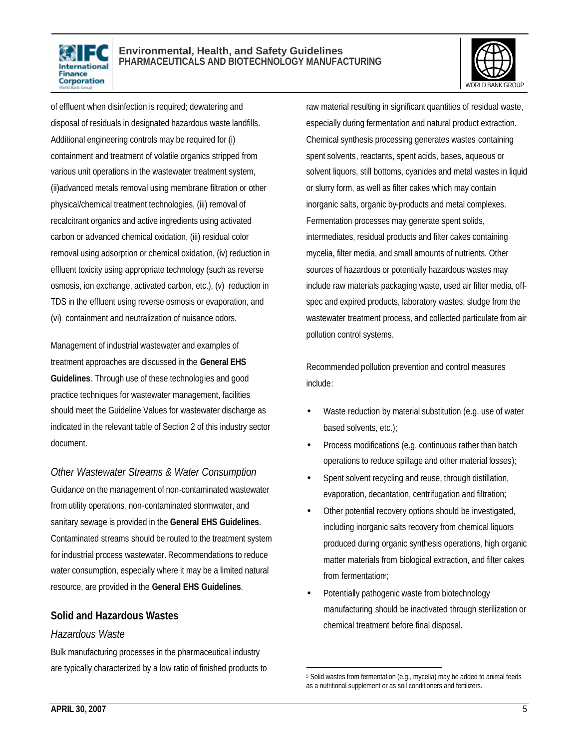of effluent when disinfection is required; dewatering and disposal of residuals in designated hazardous waste landfills. Additional engineering controls may be required for (i) containment and treatment of volatile organics stripped from various unit operations in the wastewater treatment system, (ii)advanced metals removal using membrane filtration or other physical/chemical treatment technologies, (iii) removal of recalcitrant organics and active ingredients using activated carbon or advanced chemical oxidation, (iii) residual color removal using adsorption or chemical oxidation, (iv) reduction in effluent toxicity using appropriate technology (such as reverse osmosis, ion exchange, activated carbon, etc.), (v) reduction in TDS in the effluent using reverse osmosis or evaporation, and (vi) containment and neutralization of nuisance odors.

Management of industrial wastewater and examples of treatment approaches are discussed in the **General EHS Guidelines**. Through use of these technologies and good practice techniques for wastewater management, facilities should meet the Guideline Values for wastewater discharge as indicated in the relevant table of Section 2 of this industry sector document.

### *Other Wastewater Streams & Water Consumption*

Guidance on the management of non-contaminated wastewater from utility operations, non-contaminated stormwater, and sanitary sewage is provided in the **General EHS Guidelines**. Contaminated streams should be routed to the treatment system for industrial process wastewater. Recommendations to reduce water consumption, especially where it may be a limited natural resource, are provided in the **General EHS Guidelines**.

## Solid and Hazardous Wastes

### *Hazardous Waste*

Bulk manufacturing processes in the pharmaceutical industry are typically characterized by a low ratio of finished products to raw material resulting in significant quantities of residual waste, especially during fermentation and natural product extraction. Chemical synthesis processing generates wastes containing spent solvents, reactants, spent acids, bases, aqueous or solvent liquors, still bottoms, cyanides and metal wastes in liquid or slurry form, as well as filter cakes which may contain inorganic salts, organic by-products and metal complexes. Fermentation processes may generate spent solids, intermediates, residual products and filter cakes containing mycelia, filter media, and small amounts of nutrients. Other sources of hazardous or potentially hazardous wastes may include raw materials packaging waste, used air filter media, off-spec and expired products, laboratory wastes, sludge from the wastewater treatment process, and collected particulate from air pollution control systems.

Recommended pollution prevention and control measures include:

- Waste reduction by material substitution (e.g. use of water based solvents, etc.);
- Process modifications (e.g. continuous rather than batch operations to reduce spillage and other material losses);
- Spent solvent recycling and reuse, through distillation, evaporation, decantation, centrifugation and filtration;
- Other potential recovery options should be investigated, including inorganic salts recovery from chemical liquors produced during organic synthesis operations, high organic matter materials from biological extraction, and filter cakes from fermentation[5];
- Potentially pathogenic waste from biotechnology manufacturing should be inactivated through sterilization or chemical treatment before final disposal.

[5] Solid wastes from fermentation (e.g., mycelia) may be added to animal feeds as a nutritional supplement or as soil conditioners and fertilizers.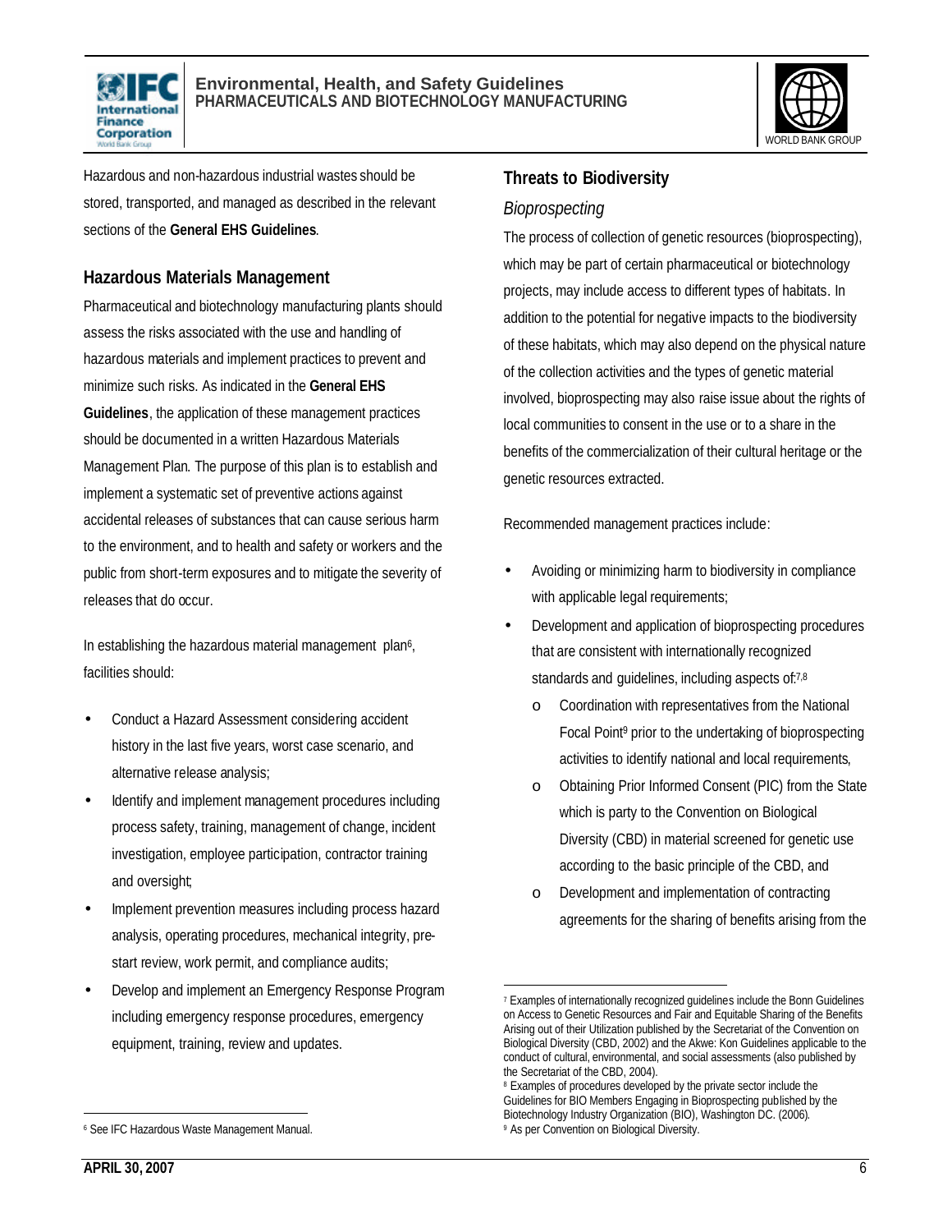Hazardous and non-hazardous industrial wastes should be stored, transported, and managed as described in the relevant sections of the **General EHS Guidelines**.

## Hazardous Materials Management

Pharmaceutical and biotechnology manufacturing plants should assess the risks associated with the use and handling of hazardous materials and implement practices to prevent and minimize such risks. As indicated in the **General EHS Guidelines**, the application of these management practices should be documented in a written Hazardous Materials Management Plan. The purpose of this plan is to establish and implement a systematic set of preventive actions against accidental releases of substances that can cause serious harm to the environment, and to health and safety or workers and the public from short-term exposures and to mitigate the severity of releases that do occur.

In establishing the hazardous material management plan[6], facilities should:

- Conduct a Hazard Assessment considering accident history in the last five years, worst case scenario, and alternative release analysis;
- Identify and implement management procedures including process safety, training, management of change, incident investigation, employee participation, contractor training and oversight;
- Implement prevention measures including process hazard analysis, operating procedures, mechanical integrity, pre-start review, work permit, and compliance audits;
- Develop and implement an Emergency Response Program including emergency response procedures, emergency equipment, training, review and updates.

## Threats to Biodiversity

### *Bioprospecting*

The process of collection of genetic resources (bioprospecting), which may be part of certain pharmaceutical or biotechnology projects, may include access to different types of habitats. In addition to the potential for negative impacts to the biodiversity of these habitats, which may also depend on the physical nature of the collection activities and the types of genetic material involved, bioprospecting may also raise issue about the rights of local communities to consent in the use or to a share in the benefits of the commercialization of their cultural heritage or the genetic resources extracted.

Recommended management practices include:

- Avoiding or minimizing harm to biodiversity in compliance with applicable legal requirements;
- Development and application of bioprospecting procedures that are consistent with internationally recognized standards and guidelines, including aspects of:[7,8]
  - Coordination with representatives from the National Focal Point[9] prior to the undertaking of bioprospecting activities to identify national and local requirements,
  - Obtaining Prior Informed Consent (PIC) from the State which is party to the Convention on Biological Diversity (CBD) in material screened for genetic use according to the basic principle of the CBD, and
  - Development and implementation of contracting agreements for the sharing of benefits arising from the

---

[6] See IFC Hazardous Waste Management Manual.

[7] Examples of internationally recognized guidelines include the Bonn Guidelines on Access to Genetic Resources and Fair and Equitable Sharing of the Benefits Arising out of their Utilization published by the Secretariat of the Convention on Biological Diversity (CBD, 2002) and the Akwe: Kon Guidelines applicable to the conduct of cultural, environmental, and social assessments (also published by the Secretariat of the CBD, 2004).

[8] Examples of procedures developed by the private sector include the Guidelines for BIO Members Engaging in Bioprospecting published by the Biotechnology Industry Organization (BIO), Washington DC. (2006).

[9] As per Convention on Biological Diversity.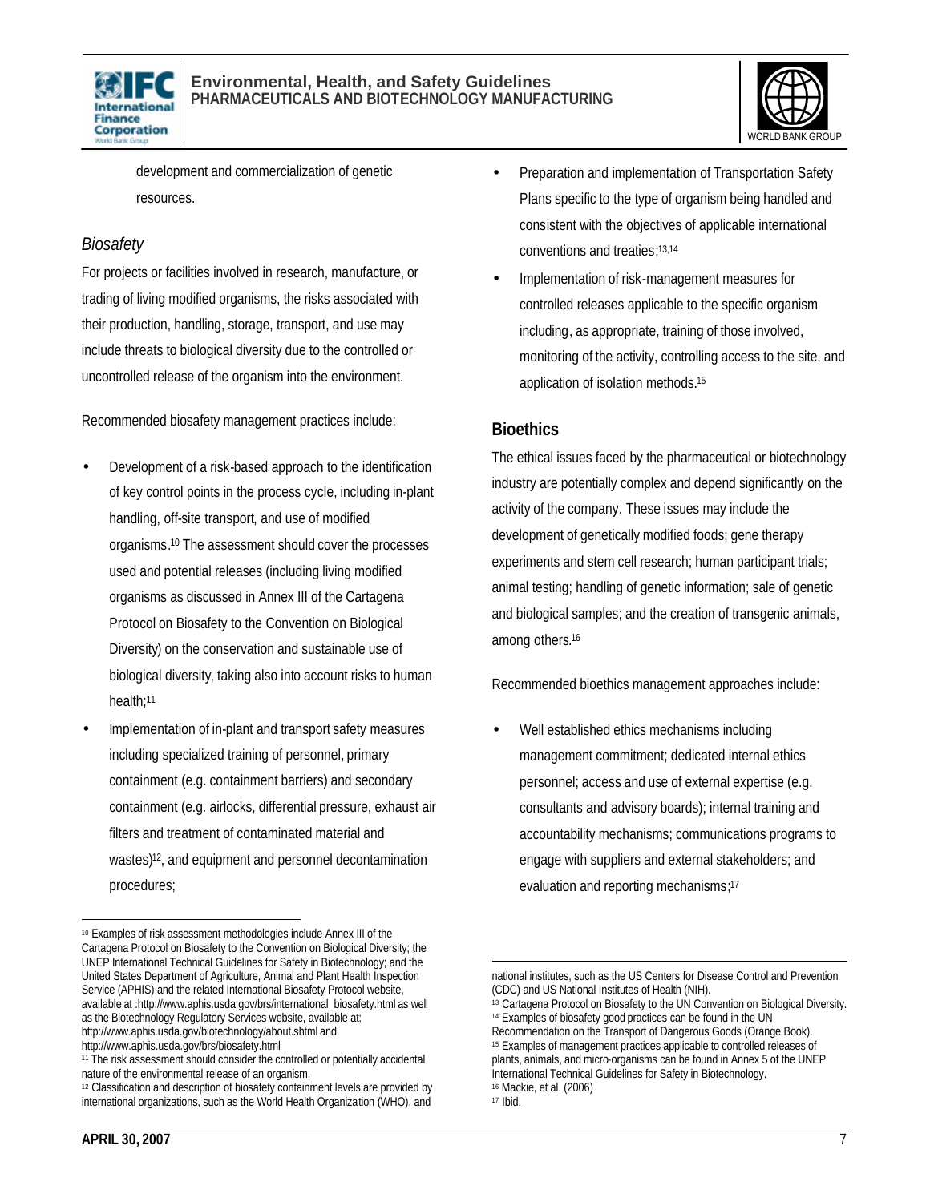development and commercialization of genetic resources.

### *Biosafety*

For projects or facilities involved in research, manufacture, or trading of living modified organisms, the risks associated with their production, handling, storage, transport, and use may include threats to biological diversity due to the controlled or uncontrolled release of the organism into the environment.

Recommended biosafety management practices include:

- Development of a risk-based approach to the identification of key control points in the process cycle, including in-plant handling, off-site transport, and use of modified organisms.[10] The assessment should cover the processes used and potential releases (including living modified organisms as discussed in Annex III of the Cartagena Protocol on Biosafety to the Convention on Biological Diversity) on the conservation and sustainable use of biological diversity, taking also into account risks to human health;[11]
- Implementation of in-plant and transport safety measures including specialized training of personnel, primary containment (e.g. containment barriers) and secondary containment (e.g. airlocks, differential pressure, exhaust air filters and treatment of contaminated material and wastes)[12], and equipment and personnel decontamination procedures;
- Preparation and implementation of Transportation Safety Plans specific to the type of organism being handled and consistent with the objectives of applicable international conventions and treaties;[13,14]
- Implementation of risk-management measures for controlled releases applicable to the specific organism including, as appropriate, training of those involved, monitoring of the activity, controlling access to the site, and application of isolation methods.[15]

## Bioethics

The ethical issues faced by the pharmaceutical or biotechnology industry are potentially complex and depend significantly on the activity of the company. These issues may include the development of genetically modified foods; gene therapy experiments and stem cell research; human participant trials; animal testing; handling of genetic information; sale of genetic and biological samples; and the creation of transgenic animals, among others.[16]

Recommended bioethics management approaches include:

- Well established ethics mechanisms including management commitment; dedicated internal ethics personnel; access and use of external expertise (e.g. consultants and advisory boards); internal training and accountability mechanisms; communications programs to engage with suppliers and external stakeholders; and evaluation and reporting mechanisms;[17]

---

[10] Examples of risk assessment methodologies include Annex III of the Cartagena Protocol on Biosafety to the Convention on Biological Diversity; the UNEP International Technical Guidelines for Safety in Biotechnology; and the United States Department of Agriculture, Animal and Plant Health Inspection Service (APHIS) and the related International Biosafety Protocol website, available at :http://www.aphis.usda.gov/brs/international_biosafety.html as well as the Biotechnology Regulatory Services website, available at: http://www.aphis.usda.gov/biotechnology/about.shtml and http://www.aphis.usda.gov/brs/biosafety.html

[11] The risk assessment should consider the controlled or potentially accidental nature of the environmental release of an organism.

[12] Classification and description of biosafety containment levels are provided by international organizations, such as the World Health Organization (WHO), and national institutes, such as the US Centers for Disease Control and Prevention (CDC) and US National Institutes of Health (NIH).

[13] Cartagena Protocol on Biosafety to the UN Convention on Biological Diversity.

[14] Examples of biosafety good practices can be found in the UN Recommendation on the Transport of Dangerous Goods (Orange Book).

[15] Examples of management practices applicable to controlled releases of plants, animals, and micro-organisms can be found in Annex 5 of the UNEP International Technical Guidelines for Safety in Biotechnology.

[16] Mackie, et al. (2006)

[17] Ibid.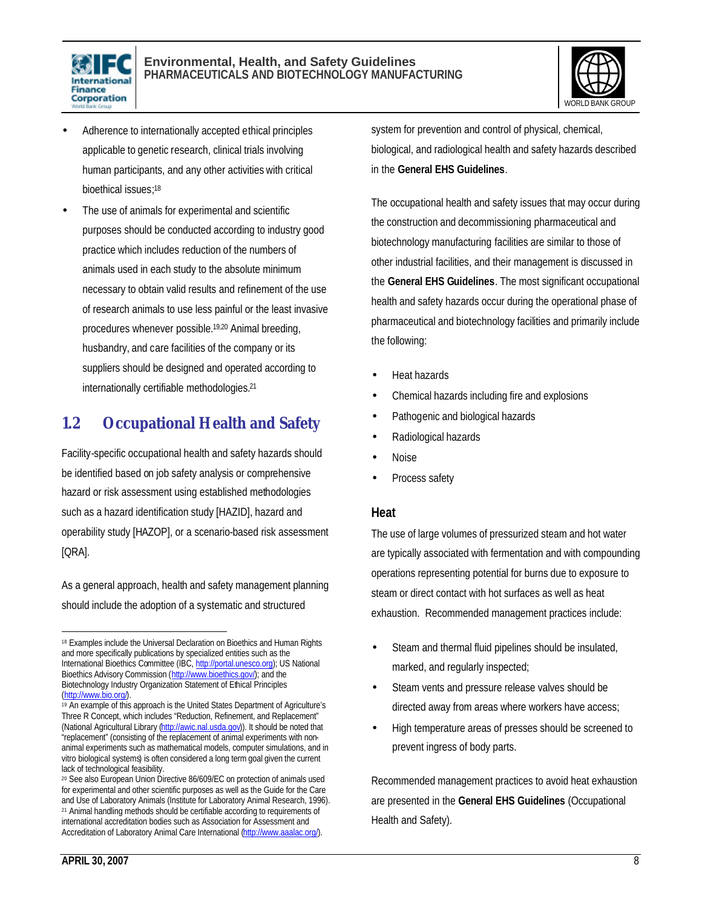- Adherence to internationally accepted ethical principles applicable to genetic research, clinical trials involving human participants, and any other activities with critical bioethical issues;[18]
- The use of animals for experimental and scientific purposes should be conducted according to industry good practice which includes reduction of the numbers of animals used in each study to the absolute minimum necessary to obtain valid results and refinement of the use of research animals to use less painful or the least invasive procedures whenever possible.[19,20] Animal breeding, husbandry, and care facilities of the company or its suppliers should be designed and operated according to internationally certifiable methodologies.[21]

## 1.2 Occupational Health and Safety

Facility-specific occupational health and safety hazards should be identified based on job safety analysis or comprehensive hazard or risk assessment using established methodologies such as a hazard identification study [HAZID], hazard and operability study [HAZOP], or a scenario-based risk assessment [QRA].

As a general approach, health and safety management planning should include the adoption of a systematic and structured system for prevention and control of physical, chemical, biological, and radiological health and safety hazards described in the **General EHS Guidelines**.

The occupational health and safety issues that may occur during the construction and decommissioning pharmaceutical and biotechnology manufacturing facilities are similar to those of other industrial facilities, and their management is discussed in the **General EHS Guidelines**. The most significant occupational health and safety hazards occur during the operational phase of pharmaceutical and biotechnology facilities and primarily include the following:

- Heat hazards
- Chemical hazards including fire and explosions
- Pathogenic and biological hazards
- Radiological hazards
- Noise
- Process safety

### Heat

The use of large volumes of pressurized steam and hot water are typically associated with fermentation and with compounding operations representing potential for burns due to exposure to steam or direct contact with hot surfaces as well as heat exhaustion. Recommended management practices include:

- Steam and thermal fluid pipelines should be insulated, marked, and regularly inspected;
- Steam vents and pressure release valves should be directed away from areas where workers have access;
- High temperature areas of presses should be screened to prevent ingress of body parts.

Recommended management practices to avoid heat exhaustion are presented in the **General EHS Guidelines** (Occupational Health and Safety).

---

[18] Examples include the Universal Declaration on Bioethics and Human Rights and more specifically publications by specialized entities such as the International Bioethics Committee (IBC, http://portal.unesco.org); US National Bioethics Advisory Commission (http://www.bioethics.gov/); and the Biotechnology Industry Organization Statement of Ethical Principles (http://www.bio.org/).

[19] An example of this approach is the United States Department of Agriculture's Three R Concept, which includes "Reduction, Refinement, and Replacement" (National Agricultural Library (http://awic.nal.usda.gov)). It should be noted that "replacement" (consisting of the replacement of animal experiments with non-animal experiments such as mathematical models, computer simulations, and in vitro biological systems) is often considered a long term goal given the current lack of technological feasibility.

[20] See also European Union Directive 86/609/EC on protection of animals used for experimental and other scientific purposes as well as the Guide for the Care and Use of Laboratory Animals (Institute for Laboratory Animal Research, 1996).

[21] Animal handling methods should be certifiable according to requirements of international accreditation bodies such as Association for Assessment and Accreditation of Laboratory Animal Care International (http://www.aaalac.org/).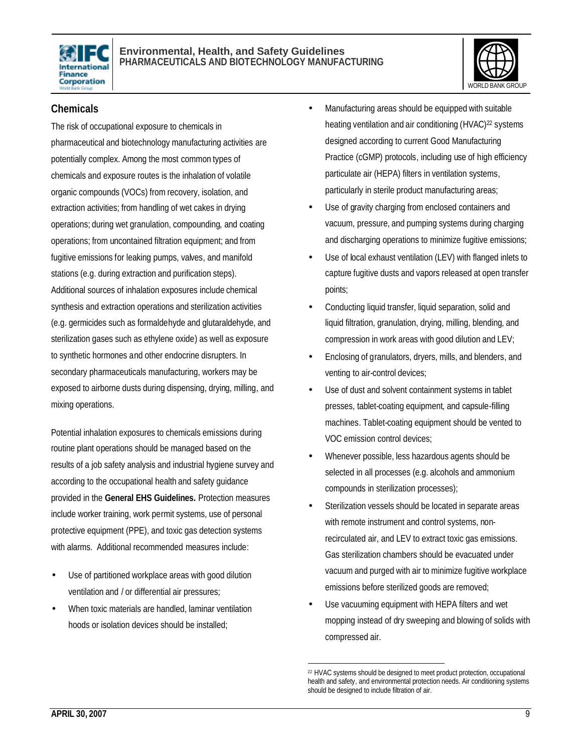### Chemicals

The risk of occupational exposure to chemicals in pharmaceutical and biotechnology manufacturing activities are potentially complex. Among the most common types of chemicals and exposure routes is the inhalation of volatile organic compounds (VOCs) from recovery, isolation, and extraction activities; from handling of wet cakes in drying operations; during wet granulation, compounding, and coating operations; from uncontained filtration equipment; and from fugitive emissions for leaking pumps, valves, and manifold stations (e.g. during extraction and purification steps). Additional sources of inhalation exposures include chemical synthesis and extraction operations and sterilization activities (e.g. germicides such as formaldehyde and glutaraldehyde, and sterilization gases such as ethylene oxide) as well as exposure to synthetic hormones and other endocrine disrupters. In secondary pharmaceuticals manufacturing, workers may be exposed to airborne dusts during dispensing, drying, milling, and mixing operations.

Potential inhalation exposures to chemicals emissions during routine plant operations should be managed based on the results of a job safety analysis and industrial hygiene survey and according to the occupational health and safety guidance provided in the **General EHS Guidelines.** Protection measures include worker training, work permit systems, use of personal protective equipment (PPE), and toxic gas detection systems with alarms. Additional recommended measures include:

- Use of partitioned workplace areas with good dilution ventilation and / or differential air pressures;
- When toxic materials are handled, laminar ventilation hoods or isolation devices should be installed;
- Manufacturing areas should be equipped with suitable heating ventilation and air conditioning (HVAC)[22] systems designed according to current Good Manufacturing Practice (cGMP) protocols, including use of high efficiency particulate air (HEPA) filters in ventilation systems, particularly in sterile product manufacturing areas;
- Use of gravity charging from enclosed containers and vacuum, pressure, and pumping systems during charging and discharging operations to minimize fugitive emissions;
- Use of local exhaust ventilation (LEV) with flanged inlets to capture fugitive dusts and vapors released at open transfer points;
- Conducting liquid transfer, liquid separation, solid and liquid filtration, granulation, drying, milling, blending, and compression in work areas with good dilution and LEV;
- Enclosing of granulators, dryers, mills, and blenders, and venting to air-control devices;
- Use of dust and solvent containment systems in tablet presses, tablet-coating equipment, and capsule-filling machines. Tablet-coating equipment should be vented to VOC emission control devices;
- Whenever possible, less hazardous agents should be selected in all processes (e.g. alcohols and ammonium compounds in sterilization processes);
- Sterilization vessels should be located in separate areas with remote instrument and control systems, non-recirculated air, and LEV to extract toxic gas emissions. Gas sterilization chambers should be evacuated under vacuum and purged with air to minimize fugitive workplace emissions before sterilized goods are removed;
- Use vacuuming equipment with HEPA filters and wet mopping instead of dry sweeping and blowing of solids with compressed air.

---

[22] HVAC systems should be designed to meet product protection, occupational health and safety, and environmental protection needs. Air conditioning systems should be designed to include filtration of air.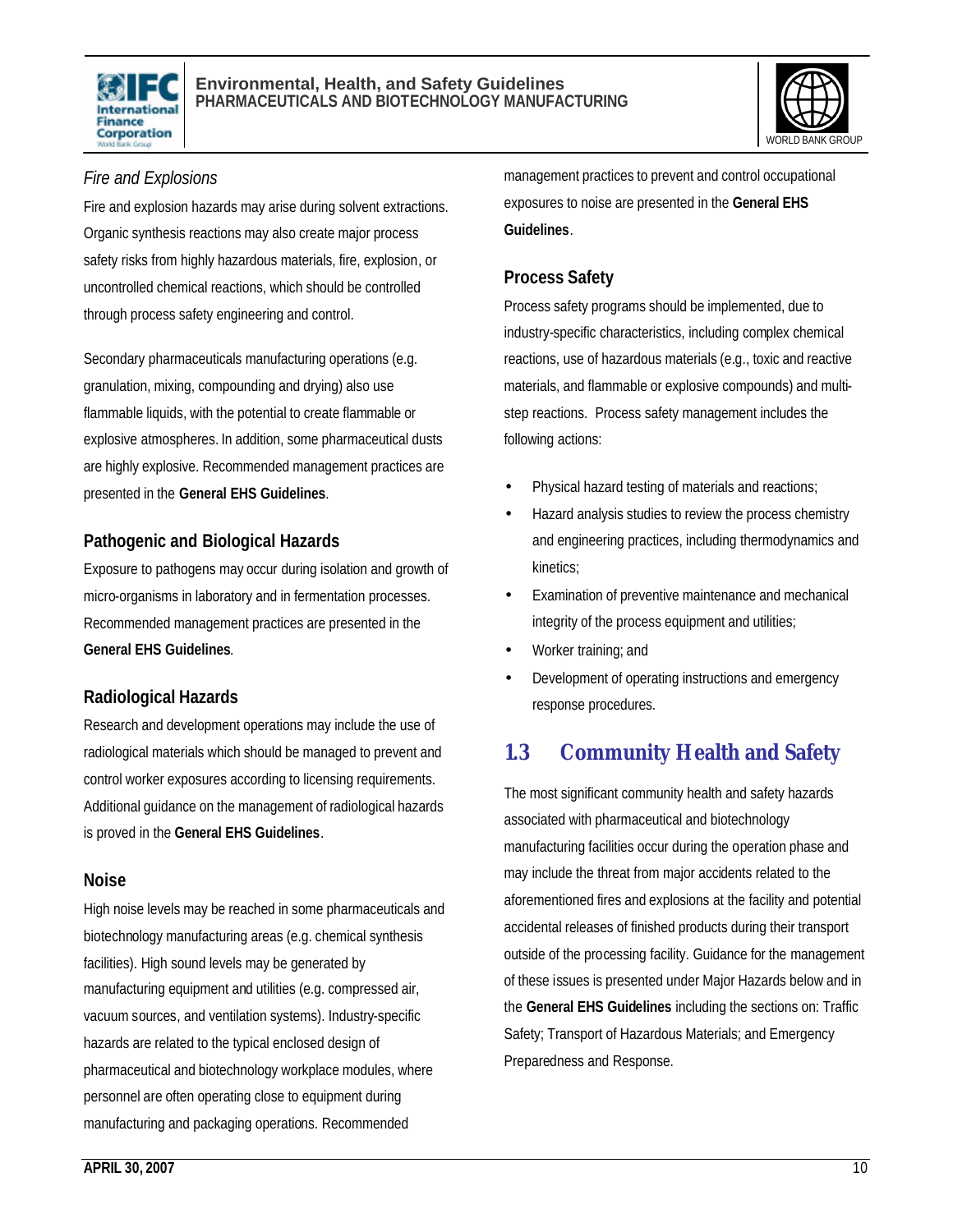*Fire and Explosions*

Fire and explosion hazards may arise during solvent extractions. Organic synthesis reactions may also create major process safety risks from highly hazardous materials, fire, explosion, or uncontrolled chemical reactions, which should be controlled through process safety engineering and control.

Secondary pharmaceuticals manufacturing operations (e.g. granulation, mixing, compounding and drying) also use flammable liquids, with the potential to create flammable or explosive atmospheres. In addition, some pharmaceutical dusts are highly explosive. Recommended management practices are presented in the **General EHS Guidelines**.

### Pathogenic and Biological Hazards

Exposure to pathogens may occur during isolation and growth of micro-organisms in laboratory and in fermentation processes. Recommended management practices are presented in the **General EHS Guidelines**.

### Radiological Hazards

Research and development operations may include the use of radiological materials which should be managed to prevent and control worker exposures according to licensing requirements. Additional guidance on the management of radiological hazards is proved in the **General EHS Guidelines**.

### Noise

High noise levels may be reached in some pharmaceuticals and biotechnology manufacturing areas (e.g. chemical synthesis facilities). High sound levels may be generated by manufacturing equipment and utilities (e.g. compressed air, vacuum sources, and ventilation systems). Industry-specific hazards are related to the typical enclosed design of pharmaceutical and biotechnology workplace modules, where personnel are often operating close to equipment during manufacturing and packaging operations. Recommended management practices to prevent and control occupational exposures to noise are presented in the **General EHS Guidelines**.

### Process Safety

Process safety programs should be implemented, due to industry-specific characteristics, including complex chemical reactions, use of hazardous materials (e.g., toxic and reactive materials, and flammable or explosive compounds) and multi-step reactions. Process safety management includes the following actions:

- Physical hazard testing of materials and reactions;
- Hazard analysis studies to review the process chemistry and engineering practices, including thermodynamics and kinetics;
- Examination of preventive maintenance and mechanical integrity of the process equipment and utilities;
- Worker training; and
- Development of operating instructions and emergency response procedures.

## 1.3 Community Health and Safety

The most significant community health and safety hazards associated with pharmaceutical and biotechnology manufacturing facilities occur during the operation phase and may include the threat from major accidents related to the aforementioned fires and explosions at the facility and potential accidental releases of finished products during their transport outside of the processing facility. Guidance for the management of these issues is presented under Major Hazards below and in the **General EHS Guidelines** including the sections on: Traffic Safety; Transport of Hazardous Materials; and Emergency Preparedness and Response.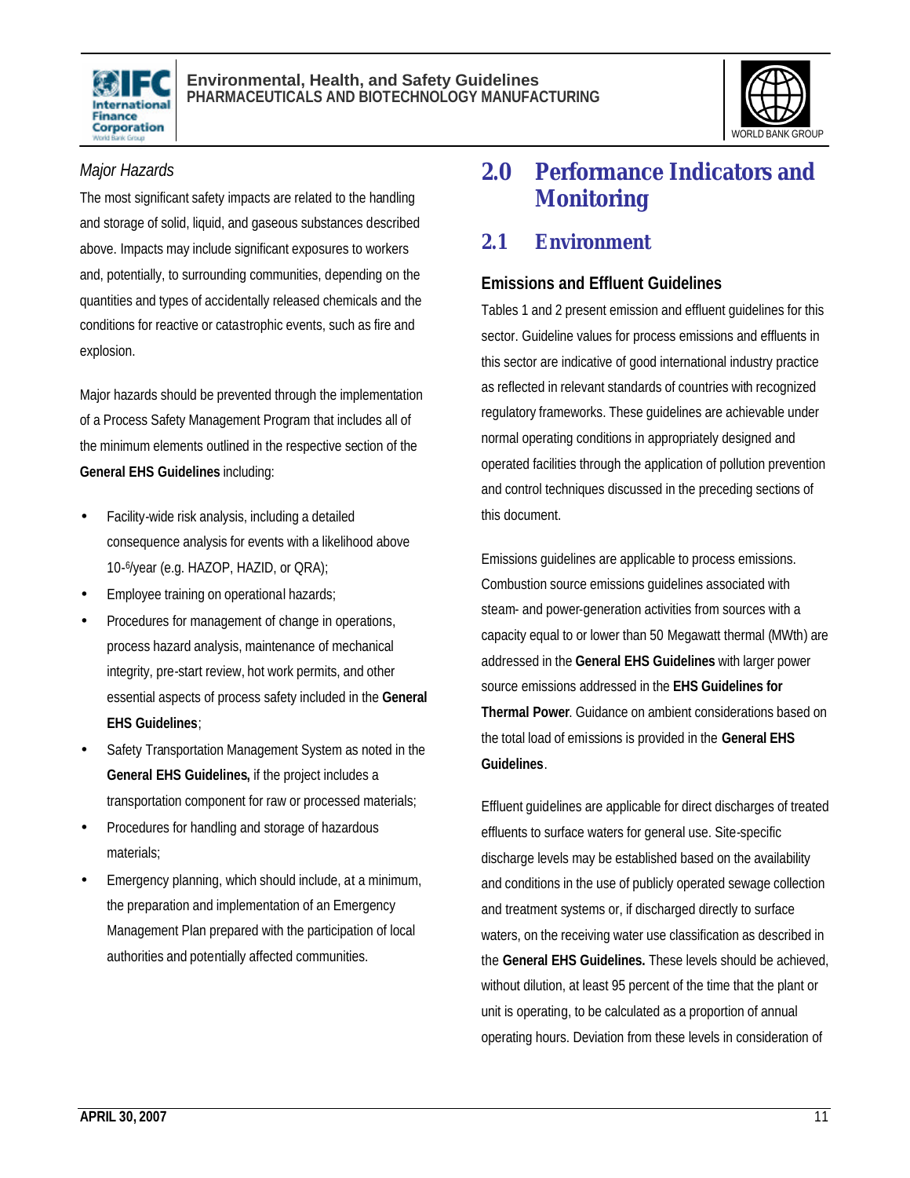*Major Hazards*

The most significant safety impacts are related to the handling and storage of solid, liquid, and gaseous substances described above. Impacts may include significant exposures to workers and, potentially, to surrounding communities, depending on the quantities and types of accidentally released chemicals and the conditions for reactive or catastrophic events, such as fire and explosion.

Major hazards should be prevented through the implementation of a Process Safety Management Program that includes all of the minimum elements outlined in the respective section of the **General EHS Guidelines** including:

- Facility-wide risk analysis, including a detailed consequence analysis for events with a likelihood above $10^{-6}$/year (e.g. HAZOP, HAZID, or QRA);
- Employee training on operational hazards;
- Procedures for management of change in operations, process hazard analysis, maintenance of mechanical integrity, pre-start review, hot work permits, and other essential aspects of process safety included in the **General EHS Guidelines**;
- Safety Transportation Management System as noted in the **General EHS Guidelines,** if the project includes a transportation component for raw or processed materials;
- Procedures for handling and storage of hazardous materials;
- Emergency planning, which should include, at a minimum, the preparation and implementation of an Emergency Management Plan prepared with the participation of local authorities and potentially affected communities.

# 2.0 Performance Indicators and Monitoring

## 2.1 Environment

### Emissions and Effluent Guidelines

Tables 1 and 2 present emission and effluent guidelines for this sector. Guideline values for process emissions and effluents in this sector are indicative of good international industry practice as reflected in relevant standards of countries with recognized regulatory frameworks. These guidelines are achievable under normal operating conditions in appropriately designed and operated facilities through the application of pollution prevention and control techniques discussed in the preceding sections of this document.

Emissions guidelines are applicable to process emissions. Combustion source emissions guidelines associated with steam- and power-generation activities from sources with a capacity equal to or lower than 50 Megawatt thermal (MWth) are addressed in the **General EHS Guidelines** with larger power source emissions addressed in the **EHS Guidelines for Thermal Power**. Guidance on ambient considerations based on the total load of emissions is provided in the **General EHS Guidelines**.

Effluent guidelines are applicable for direct discharges of treated effluents to surface waters for general use. Site-specific discharge levels may be established based on the availability and conditions in the use of publicly operated sewage collection and treatment systems or, if discharged directly to surface waters, on the receiving water use classification as described in the **General EHS Guidelines.** These levels should be achieved, without dilution, at least 95 percent of the time that the plant or unit is operating, to be calculated as a proportion of annual operating hours. Deviation from these levels in consideration of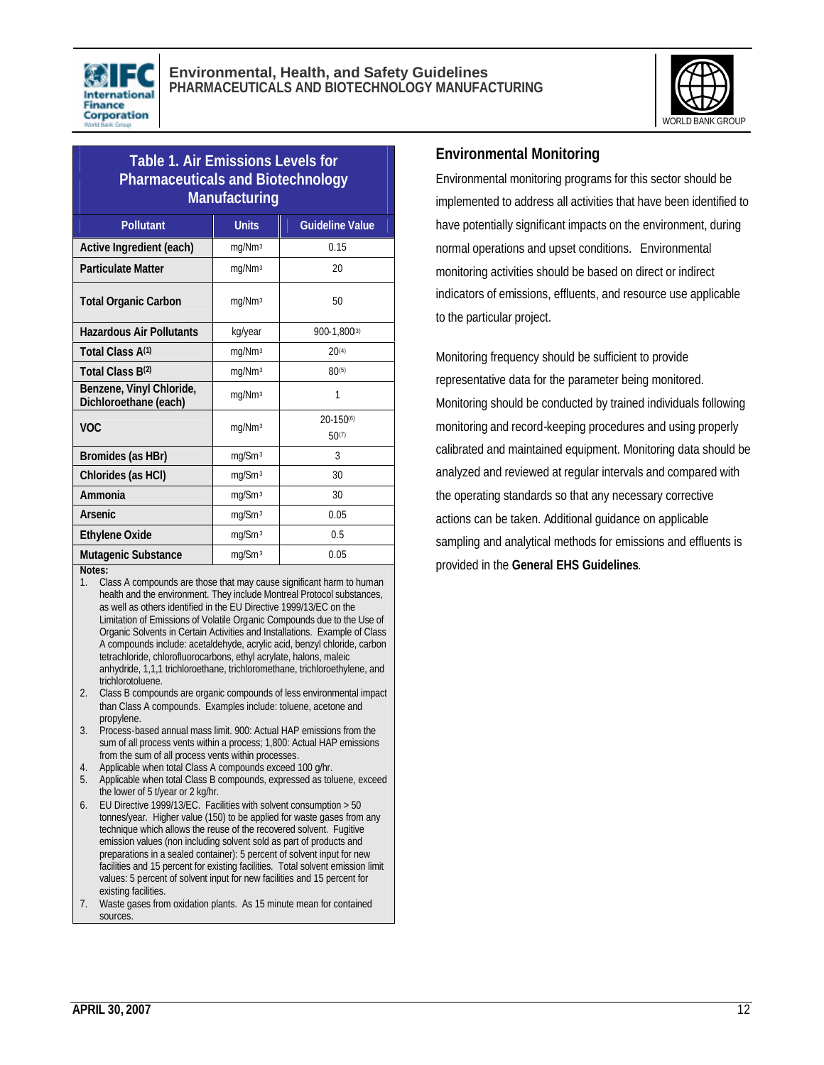**Table 1. Air Emissions Levels for Pharmaceuticals and Biotechnology Manufacturing**

| Pollutant | Units | Guideline Value |
|---|---|---|
| Active Ingredient (each) | $mg/Nm^3$ | 0.15 |
| Particulate Matter | $mg/Nm^3$ | 20 |
| Total Organic Carbon | $mg/Nm^3$ | 50 |
| Hazardous Air Pollutants | kg/year | 900-1,800[3] |
| Total Class A[1] | $mg/Nm^3$ | 20[4] |
| Total Class B[2] | $mg/Nm^3$ | 80[5] |
| Benzene, Vinyl Chloride, Dichloroethane (each) | $mg/Nm^3$ | 1 |
| VOC | $mg/Nm^3$ | 20-150[6]<br>50[7] |
| Bromides (as HBr) | $mg/Sm^3$ | 3 |
| Chlorides (as HCl) | $mg/Sm^3$ | 30 |
| Ammonia | $mg/Sm^3$ | 30 |
| Arsenic | $mg/Sm^3$ | 0.05 |
| Ethylene Oxide | $mg/Sm^3$ | 0.5 |
| Mutagenic Substance | $mg/Sm^3$ | 0.05 |

Notes:

1. Class A compounds are those that may cause significant harm to human health and the environment. They include Montreal Protocol substances, as well as others identified in the EU Directive 1999/13/EC on the Limitation of Emissions of Volatile Organic Compounds due to the Use of Organic Solvents in Certain Activities and Installations. Example of Class A compounds include: acetaldehyde, acrylic acid, benzyl chloride, carbon tetrachloride, chlorofluorocarbons, ethyl acrylate, halons, maleic anhydride, 1,1,1 trichloroethane, trichloromethane, trichloroethylene, and trichlorotoluene.
2. Class B compounds are organic compounds of less environmental impact than Class A compounds. Examples include: toluene, acetone and propylene.
3. Process-based annual mass limit. 900: Actual HAP emissions from the sum of all process vents within a process; 1,800: Actual HAP emissions from the sum of all process vents within processes.
4. Applicable when total Class A compounds exceed 100 g/hr.
5. Applicable when total Class B compounds, expressed as toluene, exceed the lower of 5 t/year or 2 kg/hr.
6. EU Directive 1999/13/EC. Facilities with solvent consumption > 50 tonnes/year. Higher value (150) to be applied for waste gases from any technique which allows the reuse of the recovered solvent. Fugitive emission values (non including solvent sold as part of products and preparations in a sealed container): 5 percent of solvent input for new facilities and 15 percent for existing facilities. Total solvent emission limit values: 5 percent of solvent input for new facilities and 15 percent for existing facilities.
7. Waste gases from oxidation plants. As 15 minute mean for contained sources.

## Environmental Monitoring

Environmental monitoring programs for this sector should be implemented to address all activities that have been identified to have potentially significant impacts on the environment, during normal operations and upset conditions. Environmental monitoring activities should be based on direct or indirect indicators of emissions, effluents, and resource use applicable to the particular project.

Monitoring frequency should be sufficient to provide representative data for the parameter being monitored. Monitoring should be conducted by trained individuals following monitoring and record-keeping procedures and using properly calibrated and maintained equipment. Monitoring data should be analyzed and reviewed at regular intervals and compared with the operating standards so that any necessary corrective actions can be taken. Additional guidance on applicable sampling and analytical methods for emissions and effluents is provided in the **General EHS Guidelines**.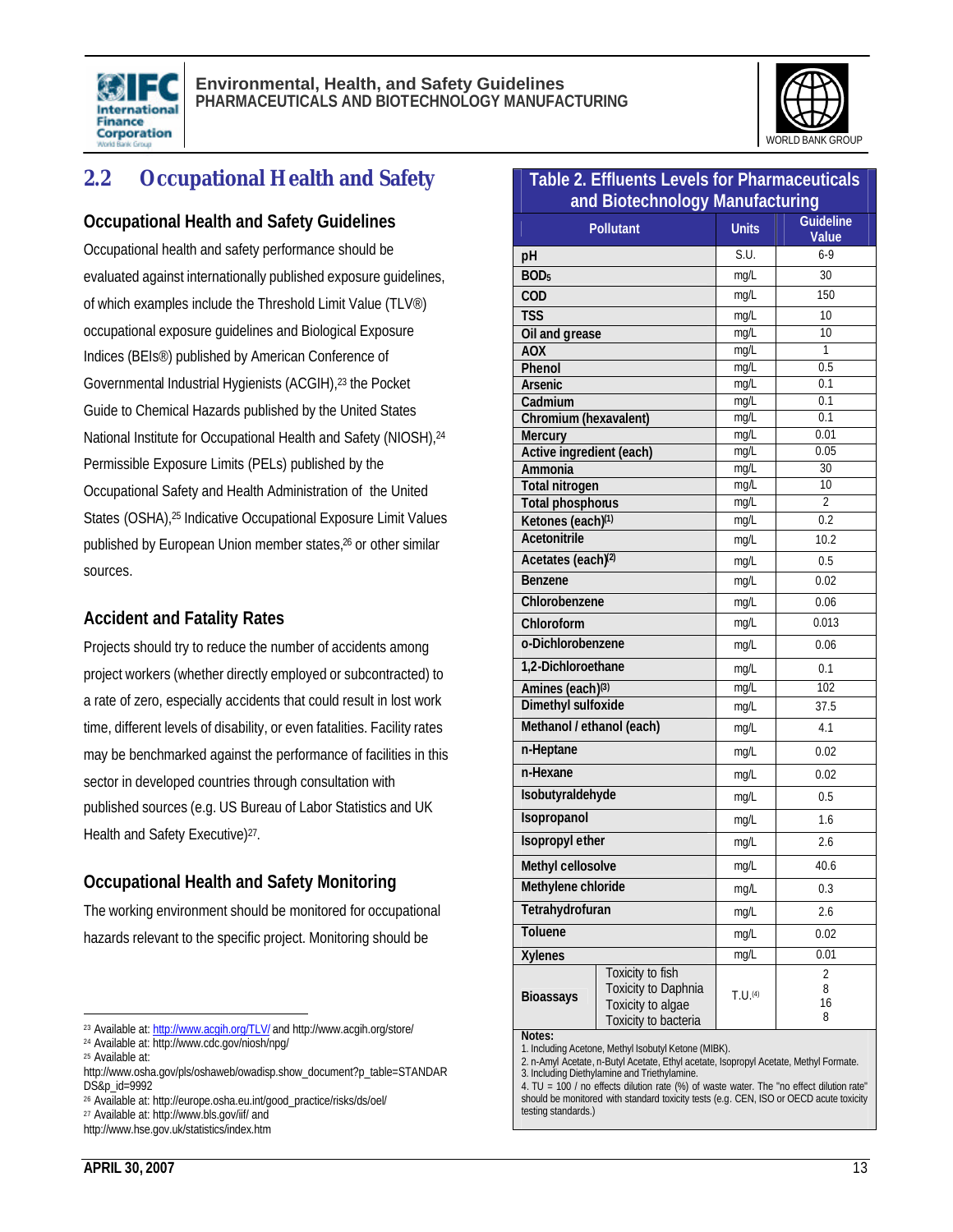## 2.2 Occupational Health and Safety

### Occupational Health and Safety Guidelines

Occupational health and safety performance should be evaluated against internationally published exposure guidelines, of which examples include the Threshold Limit Value (TLV®) occupational exposure guidelines and Biological Exposure Indices (BEIs®) published by American Conference of Governmental Industrial Hygienists (ACGIH),[23] the Pocket Guide to Chemical Hazards published by the United States National Institute for Occupational Health and Safety (NIOSH),[24] Permissible Exposure Limits (PELs) published by the Occupational Safety and Health Administration of the United States (OSHA),[25] Indicative Occupational Exposure Limit Values published by European Union member states,[26] or other similar sources.

### Accident and Fatality Rates

Projects should try to reduce the number of accidents among project workers (whether directly employed or subcontracted) to a rate of zero, especially accidents that could result in lost work time, different levels of disability, or even fatalities. Facility rates may be benchmarked against the performance of facilities in this sector in developed countries through consultation with published sources (e.g. US Bureau of Labor Statistics and UK Health and Safety Executive)[27].

### Occupational Health and Safety Monitoring

The working environment should be monitored for occupational hazards relevant to the specific project. Monitoring should be

**Table 2. Effluents Levels for Pharmaceuticals and Biotechnology Manufacturing**

| Pollutant | | Units | Guideline Value |
|---|---|---|---|
| pH | | S.U. | 6-9 |
| $BOD_5$ | | mg/L | 30 |
| COD | | mg/L | 150 |
| TSS | | mg/L | 10 |
| Oil and grease | | mg/L | 10 |
| AOX | | mg/L | 1 |
| Phenol | | mg/L | 0.5 |
| Arsenic | | mg/L | 0.1 |
| Cadmium | | mg/L | 0.1 |
| Chromium (hexavalent) | | mg/L | 0.1 |
| Mercury | | mg/L | 0.01 |
| Active ingredient (each) | | mg/L | 0.05 |
| Ammonia | | mg/L | 30 |
| Total nitrogen | | mg/L | 10 |
| Total phosphorus | | mg/L | 2 |
| Ketones (each)[(1)] | | mg/L | 0.2 |
| Acetonitrile | | mg/L | 10.2 |
| Acetates (each)[(2)] | | mg/L | 0.5 |
| Benzene | | mg/L | 0.02 |
| Chlorobenzene | | mg/L | 0.06 |
| Chloroform | | mg/L | 0.013 |
| o-Dichlorobenzene | | mg/L | 0.06 |
| 1,2-Dichloroethane | | mg/L | 0.1 |
| Amines (each)[(3)] | | mg/L | 102 |
| Dimethyl sulfoxide | | mg/L | 37.5 |
| Methanol / ethanol (each) | | mg/L | 4.1 |
| n-Heptane | | mg/L | 0.02 |
| n-Hexane | | mg/L | 0.02 |
| Isobutyraldehyde | | mg/L | 0.5 |
| Isopropanol | | mg/L | 1.6 |
| Isopropyl ether | | mg/L | 2.6 |
| Methyl cellosolve | | mg/L | 40.6 |
| Methylene chloride | | mg/L | 0.3 |
| Tetrahydrofuran | | mg/L | 2.6 |
| Toluene | | mg/L | 0.02 |
| Xylenes | | mg/L | 0.01 |
| Bioassays | Toxicity to fish | T.U.[(4)] | 2 |
| | Toxicity to Daphnia | | 8 |
| | Toxicity to algae | | 16 |
| | Toxicity to bacteria | | 8 |

Notes:
1. Including Acetone, Methyl Isobutyl Ketone (MIBK).
2. n-Amyl Acetate, n-Butyl Acetate, Ethyl acetate, Isopropyl Acetate, Methyl Formate.
3. Including Diethylamine and Triethylamine.
4. TU = 100 / no effects dilution rate (%) of waste water. The "no effect dilution rate" should be monitored with standard toxicity tests (e.g. CEN, ISO or OECD acute toxicity testing standards.)

---

[23] Available at: http://www.acgih.org/TLV/ and http://www.acgih.org/store/
[24] Available at: http://www.cdc.gov/niosh/npg/
[25] Available at: http://www.osha.gov/pls/oshaweb/owadisp.show_document?p_table=STANDARDS&p_id=9992
[26] Available at: http://europe.osha.eu.int/good_practice/risks/ds/oel/
[27] Available at: http://www.bls.gov/iif/ and http://www.hse.gov.uk/statistics/index.htm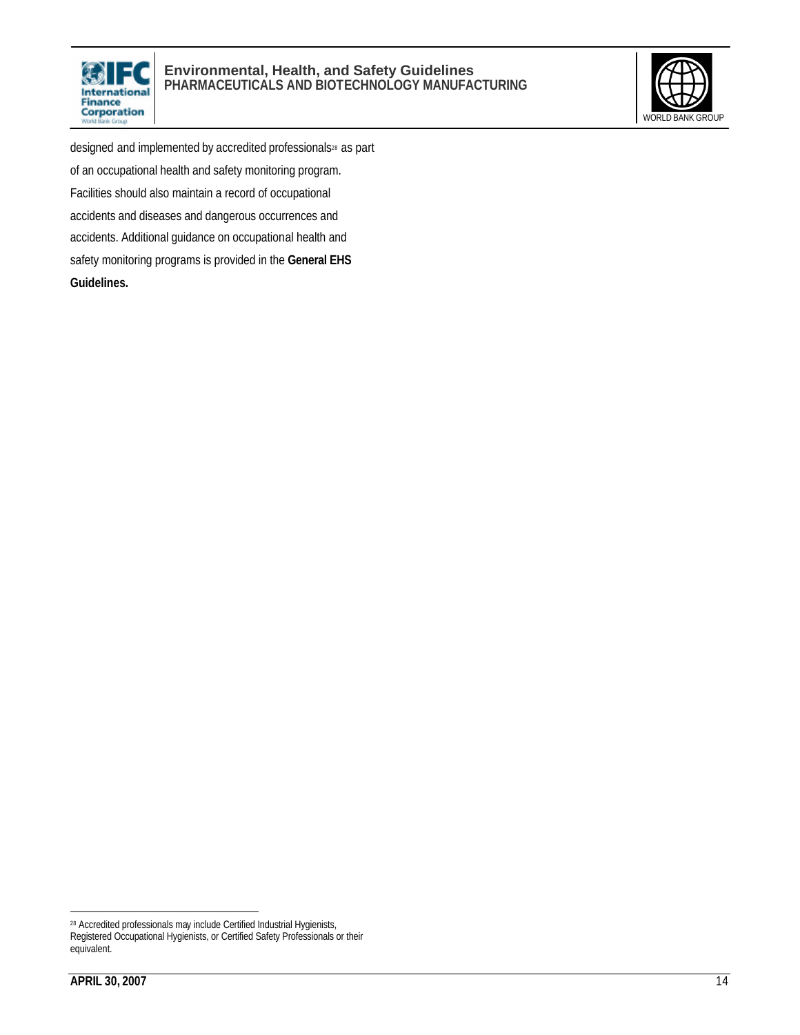designed and implemented by accredited professionals[28] as part of an occupational health and safety monitoring program. Facilities should also maintain a record of occupational accidents and diseases and dangerous occurrences and accidents. Additional guidance on occupational health and safety monitoring programs is provided in the **General EHS Guidelines.**

[28] Accredited professionals may include Certified Industrial Hygienists, Registered Occupational Hygienists, or Certified Safety Professionals or their equivalent.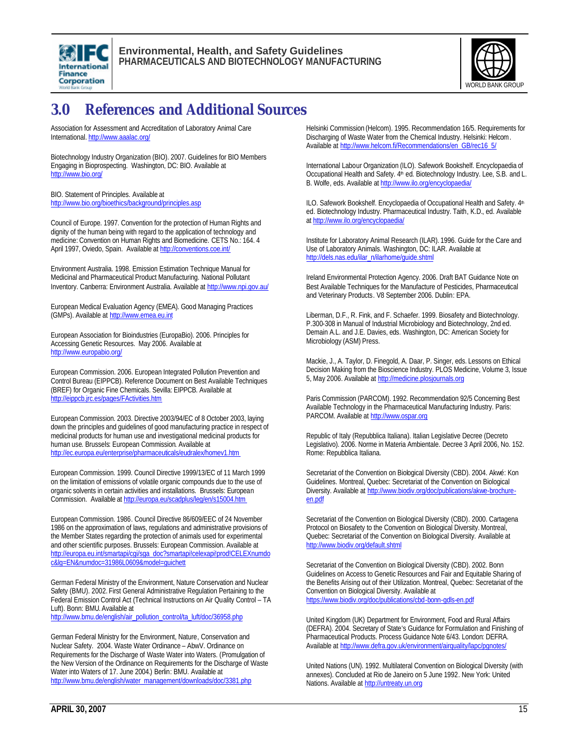# 3.0 References and Additional Sources

Association for Assessment and Accreditation of Laboratory Animal Care International. http://www.aaalac.org/

Biotechnology Industry Organization (BIO). 2007. Guidelines for BIO Members Engaging in Bioprospecting. Washington, DC: BIO. Available at http://www.bio.org/

BIO. Statement of Principles. Available at http://www.bio.org/bioethics/background/principles.asp

Council of Europe. 1997. Convention for the protection of Human Rights and dignity of the human being with regard to the application of technology and medicine: Convention on Human Rights and Biomedicine. CETS No.: 164. 4 April 1997, Oviedo, Spain. Available at http://conventions.coe.int/

Environment Australia. 1998. Emission Estimation Technique Manual for Medicinal and Pharmaceutical Product Manufacturing. National Pollutant Inventory. Canberra: Environment Australia. Available at http://www.npi.gov.au/

European Medical Evaluation Agency (EMEA). Good Managing Practices (GMPs). Available at http://www.emea.eu.int

European Association for Bioindustries (EuropaBio). 2006. Principles for Accessing Genetic Resources. May 2006. Available at http://www.europabio.org/

European Commission. 2006. European Integrated Pollution Prevention and Control Bureau (EIPPCB). Reference Document on Best Available Techniques (BREF) for Organic Fine Chemicals. Sevilla: EIPPCB. Available at http://eippcb.jrc.es/pages/FActivities.htm

European Commission. 2003. Directive 2003/94/EC of 8 October 2003, laying down the principles and guidelines of good manufacturing practice in respect of medicinal products for human use and investigational medicinal products for human use. Brussels: European Commission. Available at http://ec.europa.eu/enterprise/pharmaceuticals/eudralex/homev1.htm

European Commission. 1999. Council Directive 1999/13/EC of 11 March 1999 on the limitation of emissions of volatile organic compounds due to the use of organic solvents in certain activities and installations. Brussels: European Commission. Available at http://europa.eu/scadplus/leg/en/s15004.htm

European Commission. 1986. Council Directive 86/609/EEC of 24 November 1986 on the approximation of laws, regulations and administrative provisions of the Member States regarding the protection of animals used for experimental and other scientific purposes. Brussels: European Commission. Available at http://europa.eu.int/smartapi/cgi/sga_doc?smartapi!celexapi!prod!CELEXnumdoc&lg=EN&numdoc=31986L0609&model=guichett

German Federal Ministry of the Environment, Nature Conservation and Nuclear Safety (BMU). 2002. First General Administrative Regulation Pertaining to the Federal Emission Control Act (Technical Instructions on Air Quality Control – TA Luft). Bonn: BMU. Available at http://www.bmu.de/english/air_pollution_control/ta_luft/doc/36958.php

German Federal Ministry for the Environment, Nature, Conservation and Nuclear Safety. 2004. Waste Water Ordinance – AbwV. Ordinance on Requirements for the Discharge of Waste Water into Waters. (Promulgation of the New Version of the Ordinance on Requirements for the Discharge of Waste Water into Waters of 17. June 2004.) Berlin: BMU. Available at http://www.bmu.de/english/water_management/downloads/doc/3381.php

Helsinki Commission (Helcom). 1995. Recommendation 16/5. Requirements for Discharging of Waste Water from the Chemical Industry. Helsinki: Helcom. Available at http://www.helcom.fi/Recommendations/en_GB/rec16_5/

International Labour Organization (ILO). Safework Bookshelf. Encyclopaedia of Occupational Health and Safety. 4th ed. Biotechnology Industry. Lee, S.B. and L. B. Wolfe, eds. Available at http://www.ilo.org/encyclopaedia/

ILO. Safework Bookshelf. Encyclopaedia of Occupational Health and Safety. 4th ed. Biotechnology Industry. Pharmaceutical Industry. Taith, K.D., ed. Available at http://www.ilo.org/encyclopaedia/

Institute for Laboratory Animal Research (ILAR). 1996. Guide for the Care and Use of Laboratory Animals. Washington, DC: ILAR. Available at http://dels.nas.edu/ilar_n/ilarhome/guide.shtml

Ireland Environmental Protection Agency. 2006. Draft BAT Guidance Note on Best Available Techniques for the Manufacture of Pesticides, Pharmaceutical and Veterinary Products. V8 September 2006. Dublin: EPA.

Liberman, D.F., R. Fink, and F. Schaefer. 1999. Biosafety and Biotechnology. P.300-308 in Manual of Industrial Microbiology and Biotechnology, 2nd ed. Demain A.L. and J.E. Davies, eds. Washington, DC: American Society for Microbiology (ASM) Press.

Mackie, J., A. Taylor, D. Finegold, A. Daar, P. Singer, eds. Lessons on Ethical Decision Making from the Bioscience Industry. PLOS Medicine, Volume 3, Issue 5, May 2006. Available at http://medicine.plosjournals.org

Paris Commission (PARCOM). 1992. Recommendation 92/5 Concerning Best Available Technology in the Pharmaceutical Manufacturing Industry. Paris: PARCOM. Available at http://www.ospar.org

Republic of Italy (Repubblica Italiana). Italian Legislative Decree (Decreto Legislativo). 2006. Norme in Materia Ambientale. Decree 3 April 2006, No. 152. Rome: Repubblica Italiana.

Secretariat of the Convention on Biological Diversity (CBD). 2004. Akwé: Kon Guidelines. Montreal, Quebec: Secretariat of the Convention on Biological Diversity. Available at http://www.biodiv.org/doc/publications/akwe-brochure-en.pdf

Secretariat of the Convention on Biological Diversity (CBD). 2000. Cartagena Protocol on Biosafety to the Convention on Biological Diversity. Montreal, Quebec: Secretariat of the Convention on Biological Diversity. Available at http://www.biodiv.org/default.shtml

Secretariat of the Convention on Biological Diversity (CBD). 2002. Bonn Guidelines on Access to Genetic Resources and Fair and Equitable Sharing of the Benefits Arising out of their Utilization. Montreal, Quebec: Secretariat of the Convention on Biological Diversity. Available at https://www.biodiv.org/doc/publications/cbd-bonn-gdls-en.pdf

United Kingdom (UK) Department for Environment, Food and Rural Affairs (DEFRA). 2004. Secretary of State's Guidance for Formulation and Finishing of Pharmaceutical Products. Process Guidance Note 6/43. London: DEFRA. Available at http://www.defra.gov.uk/environment/airquality/lapc/pgnotes/

United Nations (UN). 1992. Multilateral Convention on Biological Diversity (with annexes). Concluded at Rio de Janeiro on 5 June 1992. New York: United Nations. Available at http://untreaty.un.org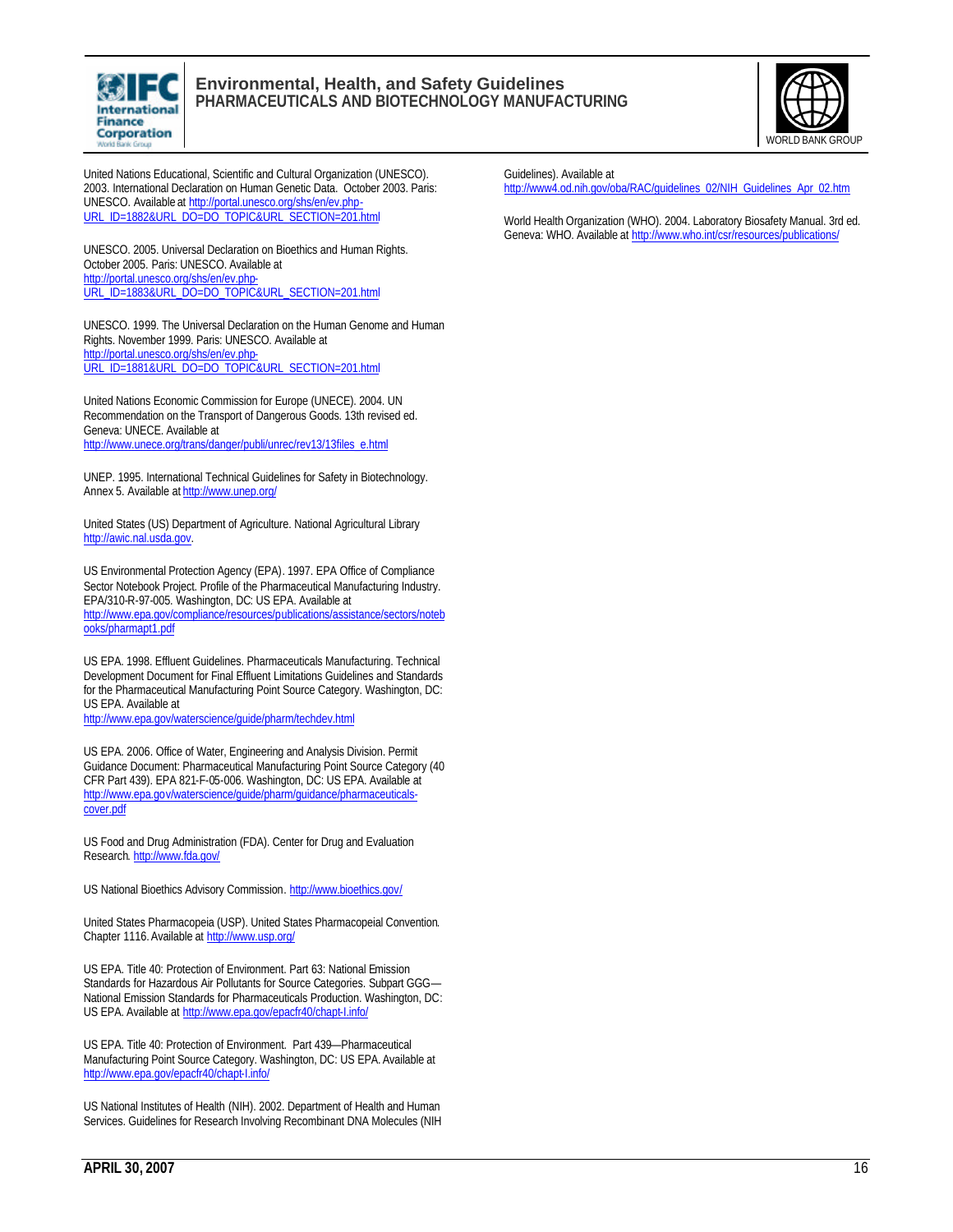United Nations Educational, Scientific and Cultural Organization (UNESCO). 2003. International Declaration on Human Genetic Data. October 2003. Paris: UNESCO. Available at http://portal.unesco.org/shs/en/ev.php-URL_ID=1882&URL_DO=DO_TOPIC&URL_SECTION=201.html

UNESCO. 2005. Universal Declaration on Bioethics and Human Rights. October 2005. Paris: UNESCO. Available at http://portal.unesco.org/shs/en/ev.php-URL_ID=1883&URL_DO=DO_TOPIC&URL_SECTION=201.html

UNESCO. 1999. The Universal Declaration on the Human Genome and Human Rights. November 1999. Paris: UNESCO. Available at http://portal.unesco.org/shs/en/ev.php-URL_ID=1881&URL_DO=DO_TOPIC&URL_SECTION=201.html

United Nations Economic Commission for Europe (UNECE). 2004. UN Recommendation on the Transport of Dangerous Goods. 13th revised ed. Geneva: UNECE. Available at http://www.unece.org/trans/danger/publi/unrec/rev13/13files_e.html

UNEP. 1995. International Technical Guidelines for Safety in Biotechnology. Annex 5. Available at http://www.unep.org/

United States (US) Department of Agriculture. National Agricultural Library http://awic.nal.usda.gov.

US Environmental Protection Agency (EPA). 1997. EPA Office of Compliance Sector Notebook Project. Profile of the Pharmaceutical Manufacturing Industry. EPA/310-R-97-005. Washington, DC: US EPA. Available at http://www.epa.gov/compliance/resources/publications/assistance/sectors/notebooks/pharmapt1.pdf

US EPA. 1998. Effluent Guidelines. Pharmaceuticals Manufacturing. Technical Development Document for Final Effluent Limitations Guidelines and Standards for the Pharmaceutical Manufacturing Point Source Category. Washington, DC: US EPA. Available at http://www.epa.gov/waterscience/guide/pharm/techdev.html

US EPA. 2006. Office of Water, Engineering and Analysis Division. Permit Guidance Document: Pharmaceutical Manufacturing Point Source Category (40 CFR Part 439). EPA 821-F-05-006. Washington, DC: US EPA. Available at http://www.epa.gov/waterscience/guide/pharm/guidance/pharmaceuticals-cover.pdf

US Food and Drug Administration (FDA). Center for Drug and Evaluation Research. http://www.fda.gov/

US National Bioethics Advisory Commission. http://www.bioethics.gov/

United States Pharmacopeia (USP). United States Pharmacopeial Convention. Chapter 1116. Available at http://www.usp.org/

US EPA. Title 40: Protection of Environment. Part 63: National Emission Standards for Hazardous Air Pollutants for Source Categories. Subpart GGG—National Emission Standards for Pharmaceuticals Production. Washington, DC: US EPA. Available at http://www.epa.gov/epacfr40/chapt-I.info/

US EPA. Title 40: Protection of Environment. Part 439—Pharmaceutical Manufacturing Point Source Category. Washington, DC: US EPA. Available at http://www.epa.gov/epacfr40/chapt-I.info/

US National Institutes of Health (NIH). 2002. Department of Health and Human Services. Guidelines for Research Involving Recombinant DNA Molecules (NIH Guidelines). Available at http://www4.od.nih.gov/oba/RAC/guidelines_02/NIH_Guidelines_Apr_02.htm

World Health Organization (WHO). 2004. Laboratory Biosafety Manual. 3rd ed. Geneva: WHO. Available at http://www.who.int/csr/resources/publications/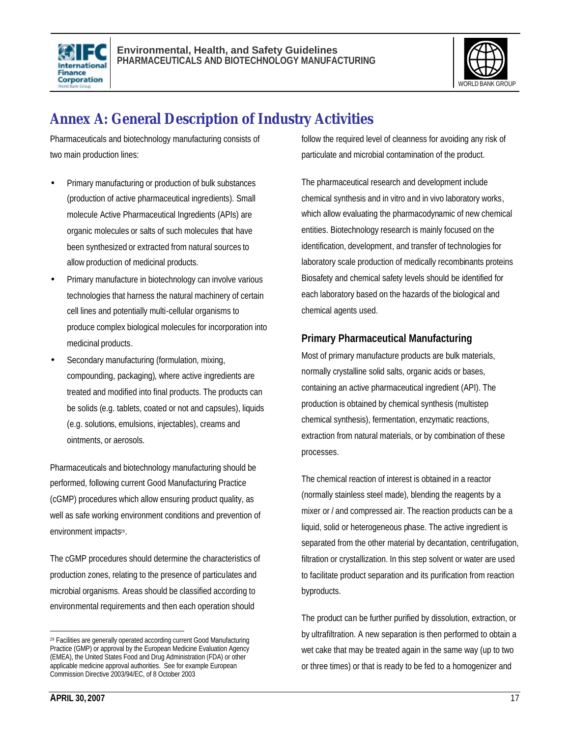# Annex A: General Description of Industry Activities

Pharmaceuticals and biotechnology manufacturing consists of two main production lines:

- Primary manufacturing or production of bulk substances (production of active pharmaceutical ingredients). Small molecule Active Pharmaceutical Ingredients (APIs) are organic molecules or salts of such molecules that have been synthesized or extracted from natural sources to allow production of medicinal products.
- Primary manufacture in biotechnology can involve various technologies that harness the natural machinery of certain cell lines and potentially multi-cellular organisms to produce complex biological molecules for incorporation into medicinal products.
- Secondary manufacturing (formulation, mixing, compounding, packaging), where active ingredients are treated and modified into final products. The products can be solids (e.g. tablets, coated or not and capsules), liquids (e.g. solutions, emulsions, injectables), creams and ointments, or aerosols.

Pharmaceuticals and biotechnology manufacturing should be performed, following current Good Manufacturing Practice (cGMP) procedures which allow ensuring product quality, as well as safe working environment conditions and prevention of environment impacts[29].

The cGMP procedures should determine the characteristics of production zones, relating to the presence of particulates and microbial organisms. Areas should be classified according to environmental requirements and then each operation should follow the required level of cleanness for avoiding any risk of particulate and microbial contamination of the product.

The pharmaceutical research and development include chemical synthesis and in vitro and in vivo laboratory works, which allow evaluating the pharmacodynamic of new chemical entities. Biotechnology research is mainly focused on the identification, development, and transfer of technologies for laboratory scale production of medically recombinants proteins Biosafety and chemical safety levels should be identified for each laboratory based on the hazards of the biological and chemical agents used.

## Primary Pharmaceutical Manufacturing

Most of primary manufacture products are bulk materials, normally crystalline solid salts, organic acids or bases, containing an active pharmaceutical ingredient (API). The production is obtained by chemical synthesis (multistep chemical synthesis), fermentation, enzymatic reactions, extraction from natural materials, or by combination of these processes.

The chemical reaction of interest is obtained in a reactor (normally stainless steel made), blending the reagents by a mixer or / and compressed air. The reaction products can be a liquid, solid or heterogeneous phase. The active ingredient is separated from the other material by decantation, centrifugation, filtration or crystallization. In this step solvent or water are used to facilitate product separation and its purification from reaction byproducts.

The product can be further purified by dissolution, extraction, or by ultrafiltration. A new separation is then performed to obtain a wet cake that may be treated again in the same way (up to two or three times) or that is ready to be fed to a homogenizer and

---

[29] Facilities are generally operated according current Good Manufacturing Practice (GMP) or approval by the European Medicine Evaluation Agency (EMEA), the United States Food and Drug Administration (FDA) or other applicable medicine approval authorities. See for example European Commission Directive 2003/94/EC, of 8 October 2003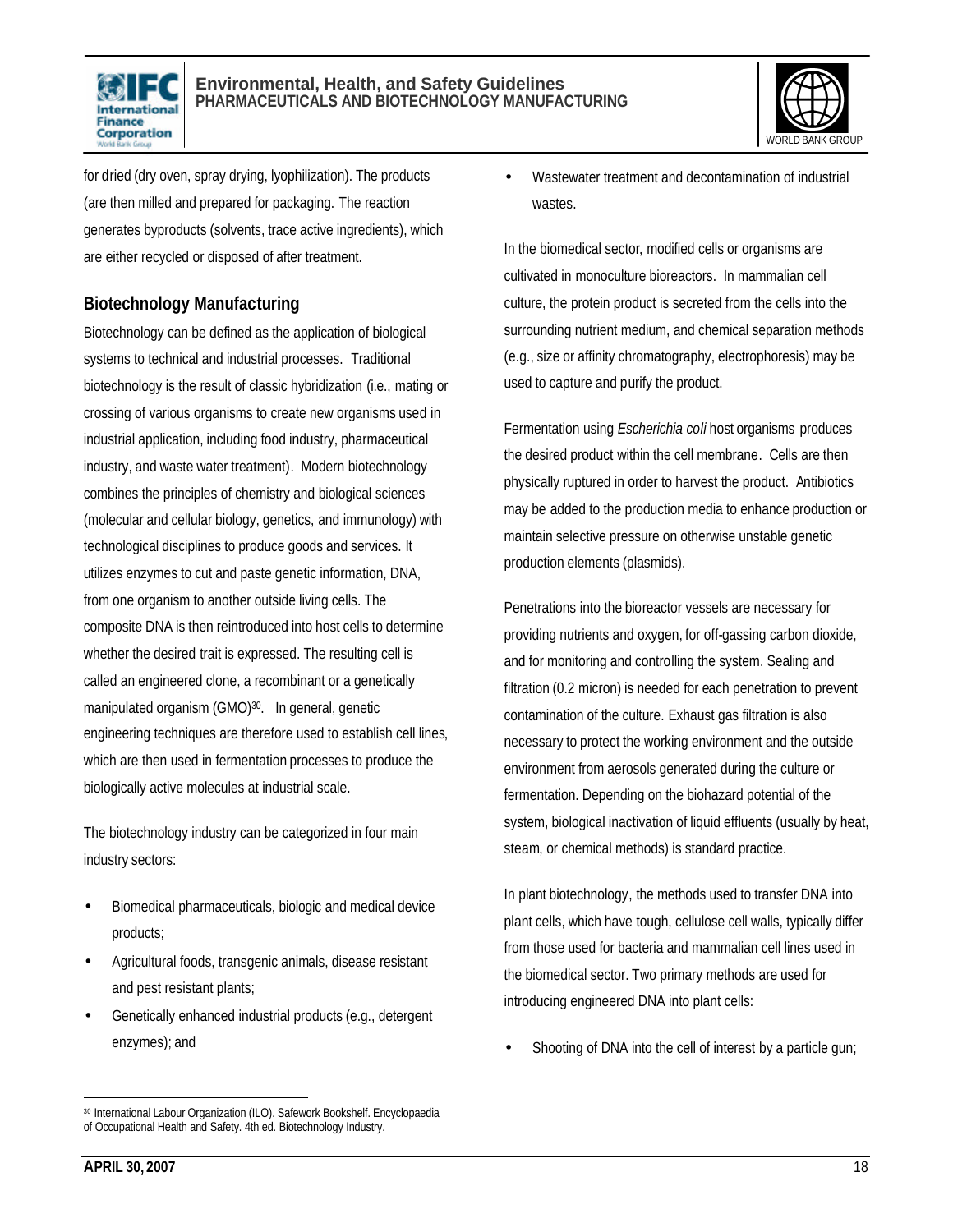for dried (dry oven, spray drying, lyophilization). The products (are then milled and prepared for packaging. The reaction generates byproducts (solvents, trace active ingredients), which are either recycled or disposed of after treatment.

## Biotechnology Manufacturing

Biotechnology can be defined as the application of biological systems to technical and industrial processes. Traditional biotechnology is the result of classic hybridization (i.e., mating or crossing of various organisms to create new organisms used in industrial application, including food industry, pharmaceutical industry, and waste water treatment). Modern biotechnology combines the principles of chemistry and biological sciences (molecular and cellular biology, genetics, and immunology) with technological disciplines to produce goods and services. It utilizes enzymes to cut and paste genetic information, DNA, from one organism to another outside living cells. The composite DNA is then reintroduced into host cells to determine whether the desired trait is expressed. The resulting cell is called an engineered clone, a recombinant or a genetically manipulated organism (GMO)[30]. In general, genetic engineering techniques are therefore used to establish cell lines, which are then used in fermentation processes to produce the biologically active molecules at industrial scale.

The biotechnology industry can be categorized in four main industry sectors:

- Biomedical pharmaceuticals, biologic and medical device products;
- Agricultural foods, transgenic animals, disease resistant and pest resistant plants;
- Genetically enhanced industrial products (e.g., detergent enzymes); and
- Wastewater treatment and decontamination of industrial wastes.

In the biomedical sector, modified cells or organisms are cultivated in monoculture bioreactors. In mammalian cell culture, the protein product is secreted from the cells into the surrounding nutrient medium, and chemical separation methods (e.g., size or affinity chromatography, electrophoresis) may be used to capture and purify the product.

Fermentation using *Escherichia coli* host organisms produces the desired product within the cell membrane. Cells are then physically ruptured in order to harvest the product. Antibiotics may be added to the production media to enhance production or maintain selective pressure on otherwise unstable genetic production elements (plasmids).

Penetrations into the bioreactor vessels are necessary for providing nutrients and oxygen, for off-gassing carbon dioxide, and for monitoring and controlling the system. Sealing and filtration (0.2 micron) is needed for each penetration to prevent contamination of the culture. Exhaust gas filtration is also necessary to protect the working environment and the outside environment from aerosols generated during the culture or fermentation. Depending on the biohazard potential of the system, biological inactivation of liquid effluents (usually by heat, steam, or chemical methods) is standard practice.

In plant biotechnology, the methods used to transfer DNA into plant cells, which have tough, cellulose cell walls, typically differ from those used for bacteria and mammalian cell lines used in the biomedical sector. Two primary methods are used for introducing engineered DNA into plant cells:

- Shooting of DNA into the cell of interest by a particle gun;

---

[30] International Labour Organization (ILO). Safework Bookshelf. Encyclopaedia of Occupational Health and Safety. 4th ed. Biotechnology Industry.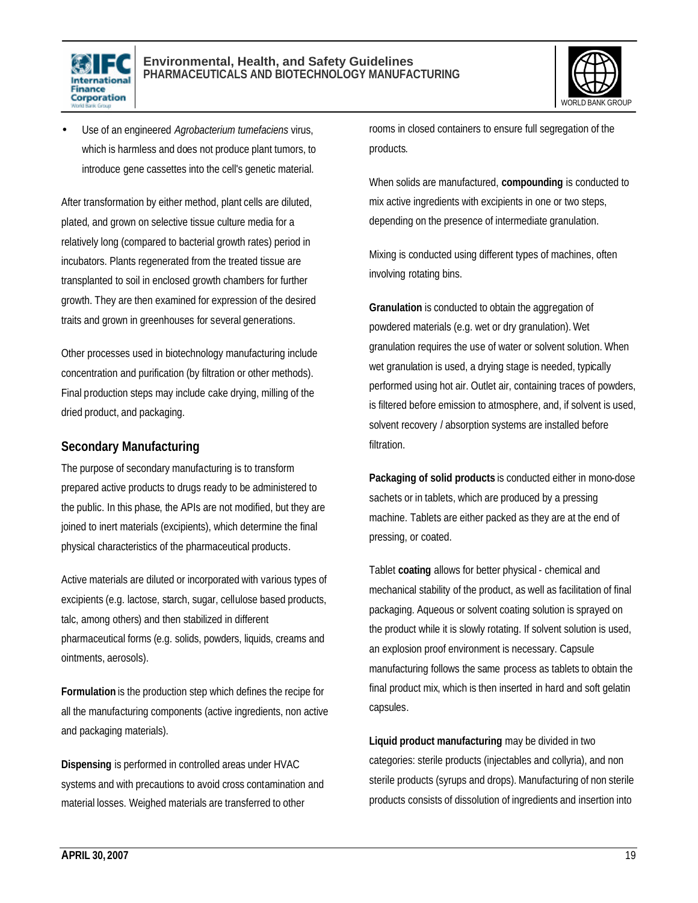- Use of an engineered *Agrobacterium tumefaciens* virus, which is harmless and does not produce plant tumors, to introduce gene cassettes into the cell's genetic material.

After transformation by either method, plant cells are diluted, plated, and grown on selective tissue culture media for a relatively long (compared to bacterial growth rates) period in incubators. Plants regenerated from the treated tissue are transplanted to soil in enclosed growth chambers for further growth. They are then examined for expression of the desired traits and grown in greenhouses for several generations.

Other processes used in biotechnology manufacturing include concentration and purification (by filtration or other methods). Final production steps may include cake drying, milling of the dried product, and packaging.

## Secondary Manufacturing

The purpose of secondary manufacturing is to transform prepared active products to drugs ready to be administered to the public. In this phase, the APIs are not modified, but they are joined to inert materials (excipients), which determine the final physical characteristics of the pharmaceutical products.

Active materials are diluted or incorporated with various types of excipients (e.g. lactose, starch, sugar, cellulose based products, talc, among others) and then stabilized in different pharmaceutical forms (e.g. solids, powders, liquids, creams and ointments, aerosols).

**Formulation** is the production step which defines the recipe for all the manufacturing components (active ingredients, non active and packaging materials).

**Dispensing** is performed in controlled areas under HVAC systems and with precautions to avoid cross contamination and material losses. Weighed materials are transferred to other rooms in closed containers to ensure full segregation of the products.

When solids are manufactured, **compounding** is conducted to mix active ingredients with excipients in one or two steps, depending on the presence of intermediate granulation.

Mixing is conducted using different types of machines, often involving rotating bins.

**Granulation** is conducted to obtain the aggregation of powdered materials (e.g. wet or dry granulation). Wet granulation requires the use of water or solvent solution. When wet granulation is used, a drying stage is needed, typically performed using hot air. Outlet air, containing traces of powders, is filtered before emission to atmosphere, and, if solvent is used, solvent recovery / absorption systems are installed before filtration.

**Packaging of solid products** is conducted either in mono-dose sachets or in tablets, which are produced by a pressing machine. Tablets are either packed as they are at the end of pressing, or coated.

Tablet **coating** allows for better physical - chemical and mechanical stability of the product, as well as facilitation of final packaging. Aqueous or solvent coating solution is sprayed on the product while it is slowly rotating. If solvent solution is used, an explosion proof environment is necessary. Capsule manufacturing follows the same process as tablets to obtain the final product mix, which is then inserted in hard and soft gelatin capsules.

**Liquid product manufacturing** may be divided in two categories: sterile products (injectables and collyria), and non sterile products (syrups and drops). Manufacturing of non sterile products consists of dissolution of ingredients and insertion into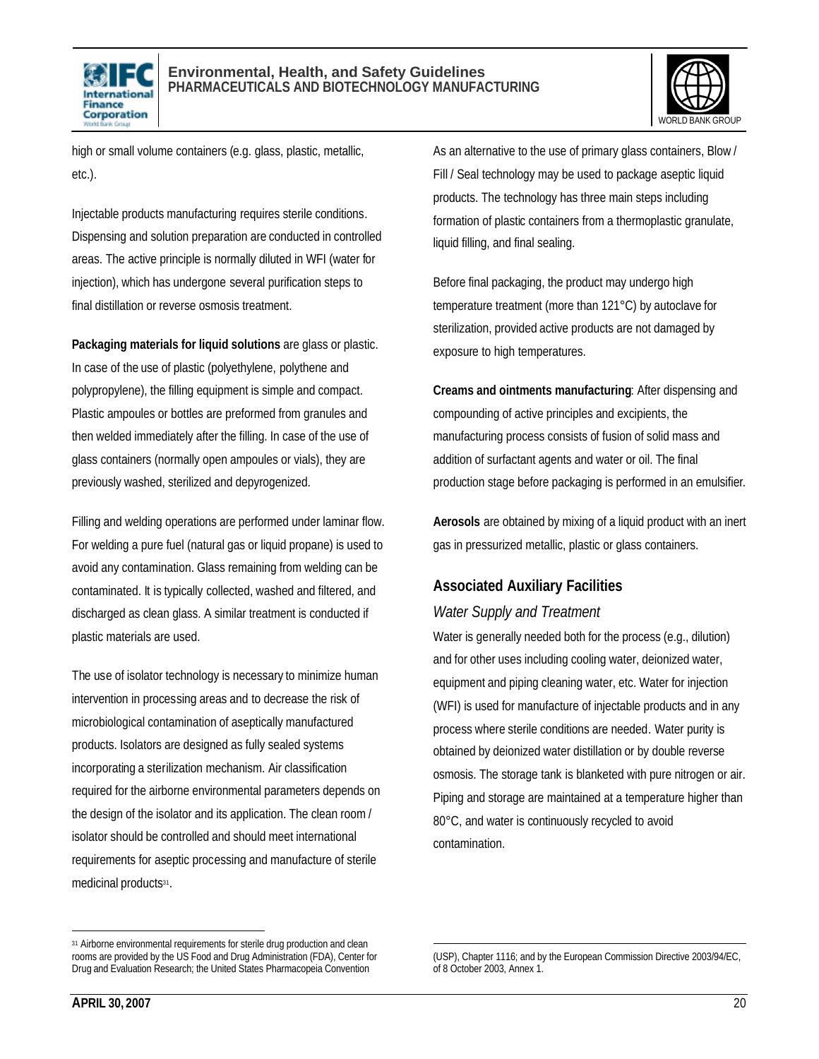high or small volume containers (e.g. glass, plastic, metallic, etc.).

Injectable products manufacturing requires sterile conditions. Dispensing and solution preparation are conducted in controlled areas. The active principle is normally diluted in WFI (water for injection), which has undergone several purification steps to final distillation or reverse osmosis treatment.

**Packaging materials for liquid solutions** are glass or plastic. In case of the use of plastic (polyethylene, polythene and polypropylene), the filling equipment is simple and compact. Plastic ampoules or bottles are preformed from granules and then welded immediately after the filling. In case of the use of glass containers (normally open ampoules or vials), they are previously washed, sterilized and depyrogenized.

Filling and welding operations are performed under laminar flow. For welding a pure fuel (natural gas or liquid propane) is used to avoid any contamination. Glass remaining from welding can be contaminated. It is typically collected, washed and filtered, and discharged as clean glass. A similar treatment is conducted if plastic materials are used.

The use of isolator technology is necessary to minimize human intervention in processing areas and to decrease the risk of microbiological contamination of aseptically manufactured products. Isolators are designed as fully sealed systems incorporating a sterilization mechanism. Air classification required for the airborne environmental parameters depends on the design of the isolator and its application. The clean room / isolator should be controlled and should meet international requirements for aseptic processing and manufacture of sterile medicinal products[31].

As an alternative to the use of primary glass containers, Blow / Fill / Seal technology may be used to package aseptic liquid products. The technology has three main steps including formation of plastic containers from a thermoplastic granulate, liquid filling, and final sealing.

Before final packaging, the product may undergo high temperature treatment (more than 121°C) by autoclave for sterilization, provided active products are not damaged by exposure to high temperatures.

**Creams and ointments manufacturing**: After dispensing and compounding of active principles and excipients, the manufacturing process consists of fusion of solid mass and addition of surfactant agents and water or oil. The final production stage before packaging is performed in an emulsifier.

**Aerosols** are obtained by mixing of a liquid product with an inert gas in pressurized metallic, plastic or glass containers.

## Associated Auxiliary Facilities

### *Water Supply and Treatment*

Water is generally needed both for the process (e.g., dilution) and for other uses including cooling water, deionized water, equipment and piping cleaning water, etc. Water for injection (WFI) is used for manufacture of injectable products and in any process where sterile conditions are needed. Water purity is obtained by deionized water distillation or by double reverse osmosis. The storage tank is blanketed with pure nitrogen or air. Piping and storage are maintained at a temperature higher than 80°C, and water is continuously recycled to avoid contamination.

---

[31] Airborne environmental requirements for sterile drug production and clean rooms are provided by the US Food and Drug Administration (FDA), Center for Drug and Evaluation Research; the United States Pharmacopeia Convention (USP), Chapter 1116; and by the European Commission Directive 2003/94/EC, of 8 October 2003, Annex 1.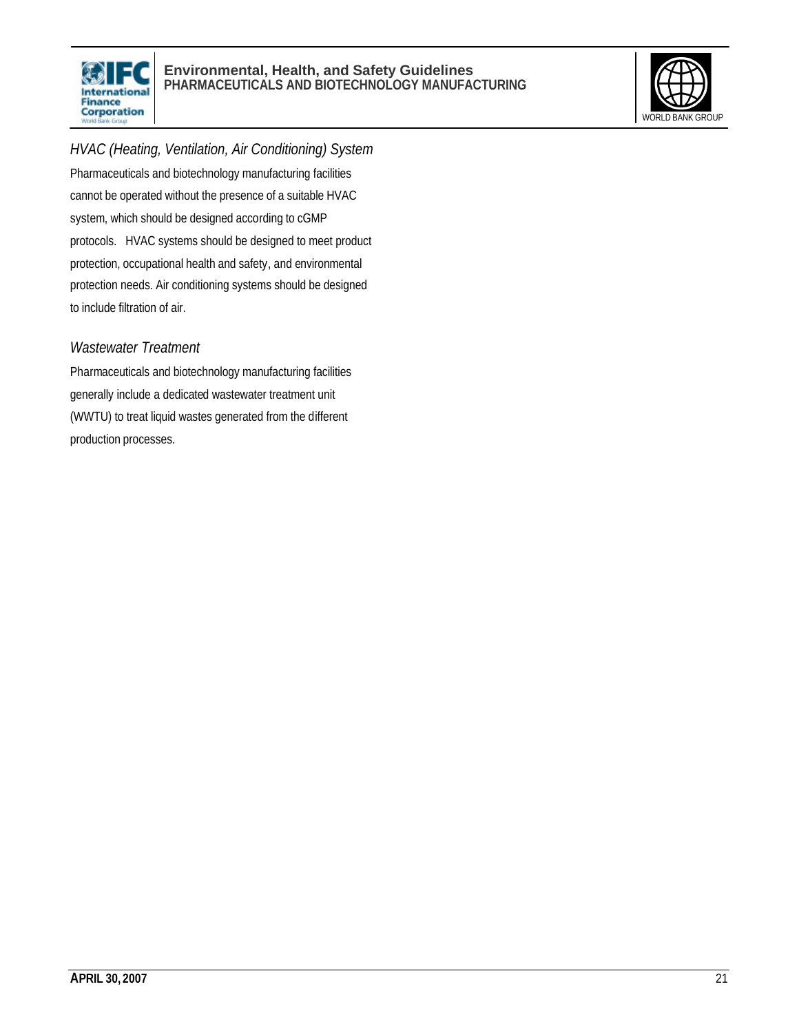*HVAC (Heating, Ventilation, Air Conditioning) System*

Pharmaceuticals and biotechnology manufacturing facilities cannot be operated without the presence of a suitable HVAC system, which should be designed according to cGMP protocols. HVAC systems should be designed to meet product protection, occupational health and safety, and environmental protection needs. Air conditioning systems should be designed to include filtration of air.

*Wastewater Treatment*

Pharmaceuticals and biotechnology manufacturing facilities generally include a dedicated wastewater treatment unit (WWTU) to treat liquid wastes generated from the different production processes.